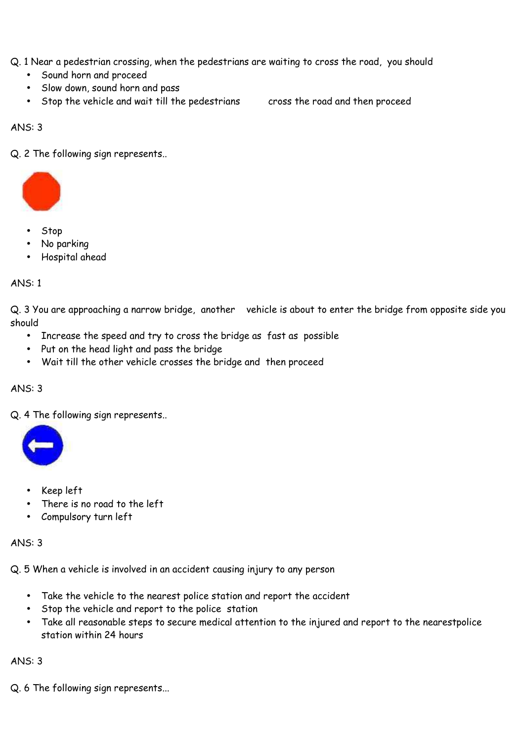Q. 1 Near a pedestrian crossing, when the pedestrians are waiting to cross the road, you should

- Sound horn and proceed
- Slow down, sound horn and pass
- Stop the vehicle and wait till the pedestrians cross the road and then proceed

ANS: 3

Q. 2 The following sign represents..

- Stop
- No parking
- Hospital ahead

ANS: 1

Q. 3 You are approaching a narrow bridge, another vehicle is about to enter the bridge from opposite side you should

- Increase the speed and try to cross the bridge as fast as possible
- Put on the head light and pass the bridge
- Wait till the other vehicle crosses the bridge and then proceed

ANS: 3

Q. 4 The following sign represents..

- Keep left
- There is no road to the left
- Compulsory turn left

ANS: 3

Q. 5 When a vehicle is involved in an accident causing injury to any person

- Take the vehicle to the nearest police station and report the accident
- Stop the vehicle and report to the police station
- Take all reasonable steps to secure medical attention to the injured and report to the nearestpolice station within 24 hours

ANS: 3

Q. 6 The following sign represents...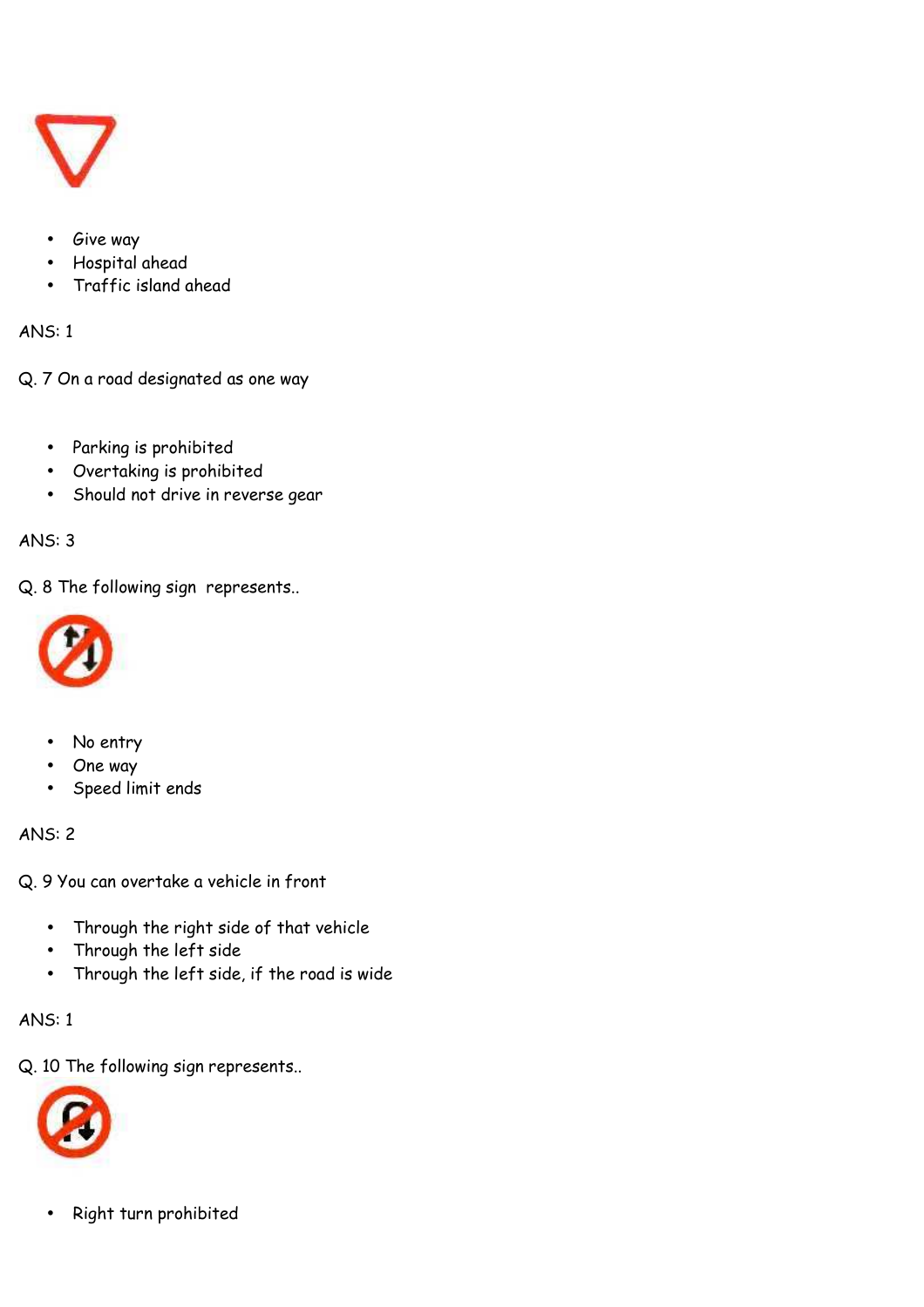- Give way
- Hospital ahead
- Traffic island ahead

ANS: 1

Q. 7 On a road designated as one way

- Parking is prohibited
- Overtaking is prohibited
- Should not drive in reverse gear

ANS: 3

Q. 8 The following sign represents..

- No entry
- One way
- Speed limit ends

ANS: 2

Q. 9 You can overtake a vehicle in front

- Through the right side of that vehicle
- Through the left side
- Through the left side, if the road is wide

ANS: 1

Q. 10 The following sign represents..

- Right turn prohibited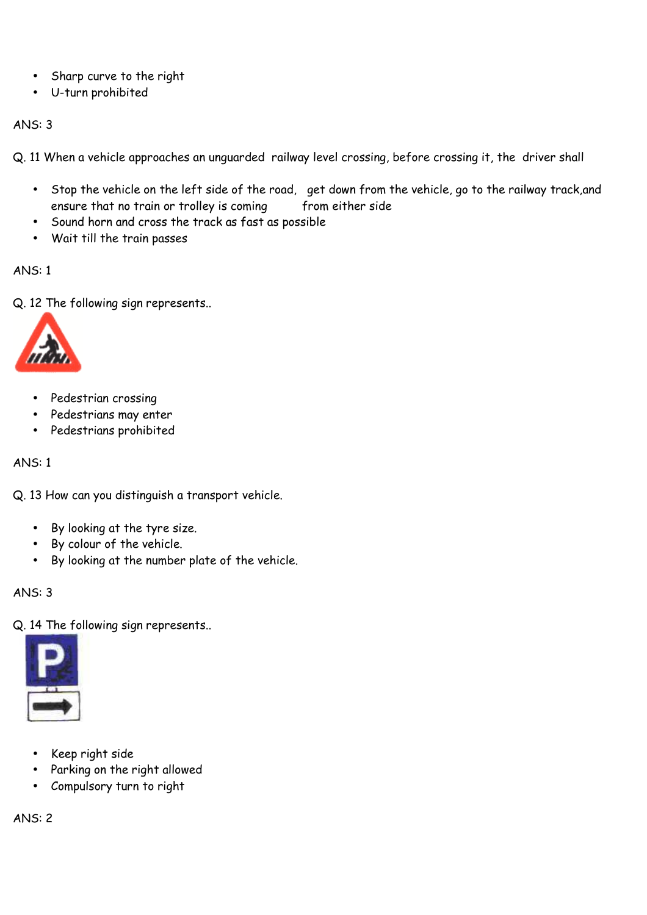- Sharp curve to the right
- U-turn prohibited

ANS: 3

Q. 11 When a vehicle approaches an unguarded railway level crossing, before crossing it, the driver shall

- Stop the vehicle on the left side of the road, get down from the vehicle, go to the railway track,and ensure that no train or trolley is coming from either side
- Sound horn and cross the track as fast as possible
- Wait till the train passes

ANS: 1

Q. 12 The following sign represents..

- Pedestrian crossing
- Pedestrians may enter
- Pedestrians prohibited

ANS: 1

Q. 13 How can you distinguish a transport vehicle.

- By looking at the tyre size.
- By colour of the vehicle.
- By looking at the number plate of the vehicle.

ANS: 3

Q. 14 The following sign represents..

- Keep right side
- Parking on the right allowed
- Compulsory turn to right

ANS: 2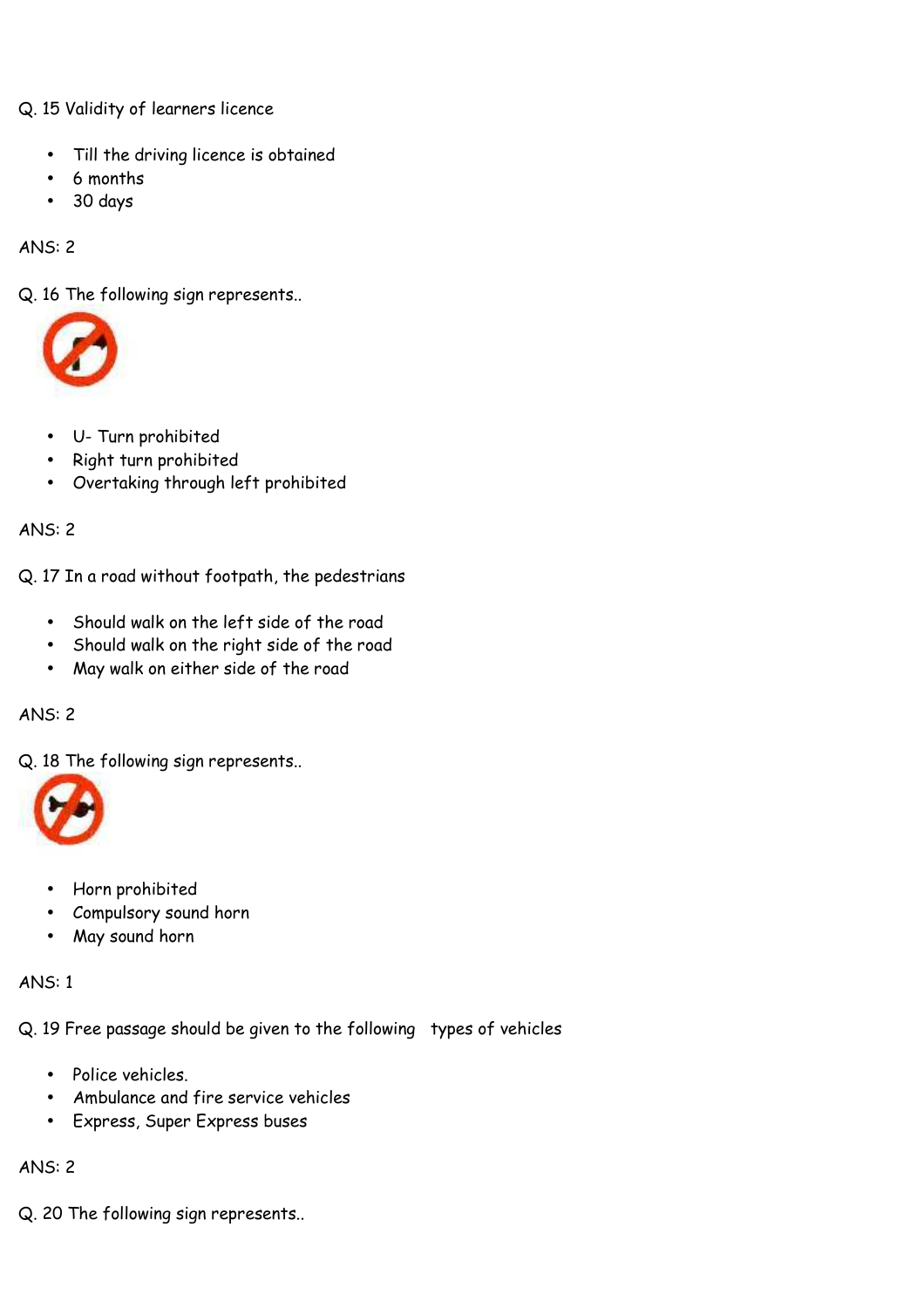Q. 15 Validity of learners licence

- Till the driving licence is obtained
- 6 months
- 30 days

ANS: 2

Q. 16 The following sign represents..

- U- Turn prohibited
- Right turn prohibited
- Overtaking through left prohibited

ANS: 2

Q. 17 In a road without footpath, the pedestrians

- Should walk on the left side of the road
- Should walk on the right side of the road
- May walk on either side of the road

ANS: 2

Q. 18 The following sign represents..

- Horn prohibited
- Compulsory sound horn
- May sound horn

ANS: 1

Q. 19 Free passage should be given to the following types of vehicles

- Police vehicles.
- Ambulance and fire service vehicles
- Express, Super Express buses

ANS: 2

Q. 20 The following sign represents..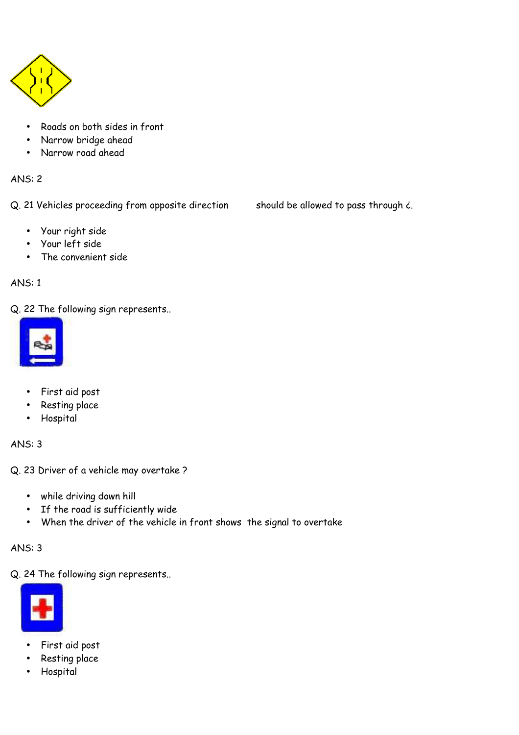- Roads on both sides in front
- Narrow bridge ahead
- Narrow road ahead

ANS: 2

Q. 21 Vehicles proceeding from opposite direction should be allowed to pass through ¿.

- Your right side
- Your left side
- The convenient side

ANS: 1

Q. 22 The following sign represents..

- First aid post
- Resting place
- Hospital

ANS: 3

Q. 23 Driver of a vehicle may overtake ?

- while driving down hill
- If the road is sufficiently wide
- When the driver of the vehicle in front shows the signal to overtake

ANS: 3

Q. 24 The following sign represents..

- First aid post
- Resting place
- Hospital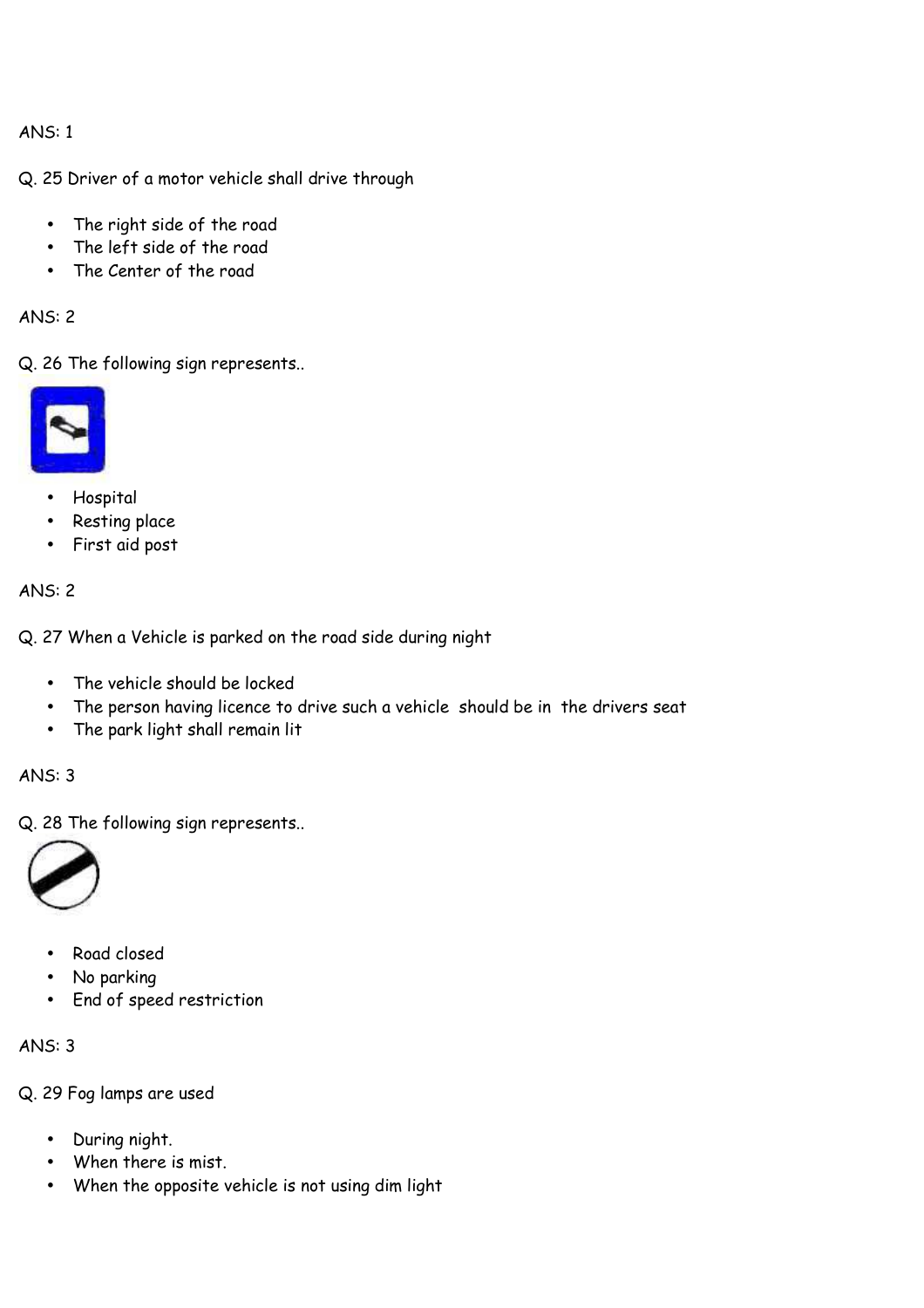ANS: 1

Q. 25 Driver of a motor vehicle shall drive through

- The right side of the road
- The left side of the road
- The Center of the road

ANS: 2

Q. 26 The following sign represents..

- Hospital
- Resting place
- First aid post

ANS: 2

Q. 27 When a Vehicle is parked on the road side during night

- The vehicle should be locked
- The person having licence to drive such a vehicle should be in the drivers seat
- The park light shall remain lit

ANS: 3

Q. 28 The following sign represents..

- Road closed
- No parking
- End of speed restriction

ANS: 3

Q. 29 Fog lamps are used

- During night.
- When there is mist.
- When the opposite vehicle is not using dim light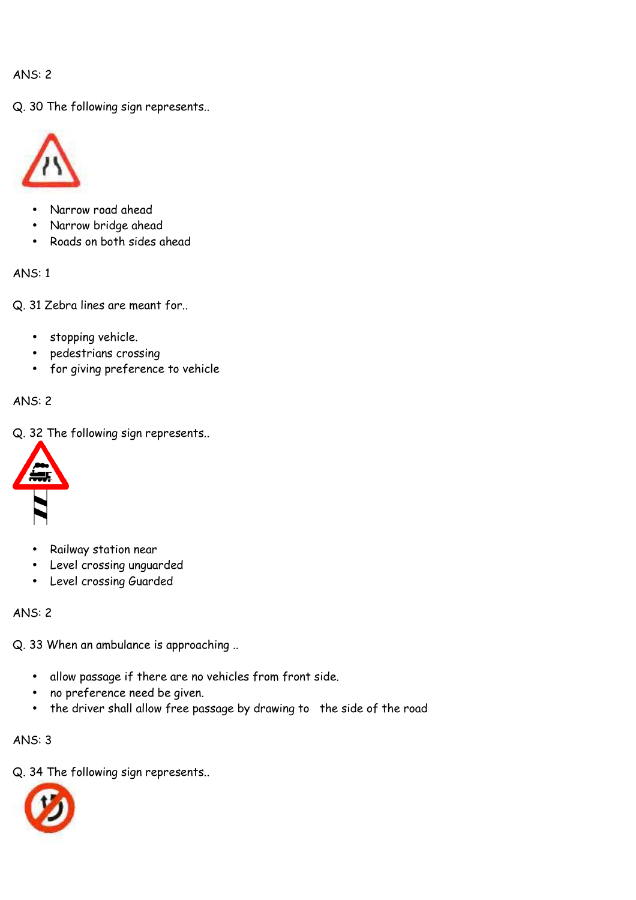ANS: 2

Q. 30 The following sign represents..

- Narrow road ahead
- Narrow bridge ahead
- Roads on both sides ahead

ANS: 1

Q. 31 Zebra lines are meant for..

- stopping vehicle.
- pedestrians crossing
- for giving preference to vehicle

ANS: 2

Q. 32 The following sign represents..

- Railway station near
- Level crossing unguarded
- Level crossing Guarded

ANS: 2

Q. 33 When an ambulance is approaching ..

- allow passage if there are no vehicles from front side.
- no preference need be given.
- the driver shall allow free passage by drawing to the side of the road

ANS: 3

Q. 34 The following sign represents..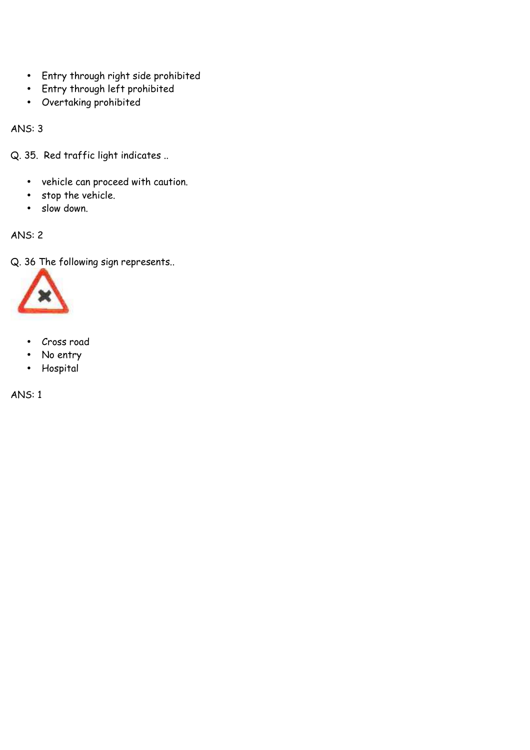- Entry through right side prohibited
- Entry through left prohibited
- Overtaking prohibited

ANS: 3

Q. 35. Red traffic light indicates ..

- vehicle can proceed with caution.
- stop the vehicle.
- slow down.

ANS: 2

Q. 36 The following sign represents..

- Cross road
- No entry
- Hospital

ANS: 1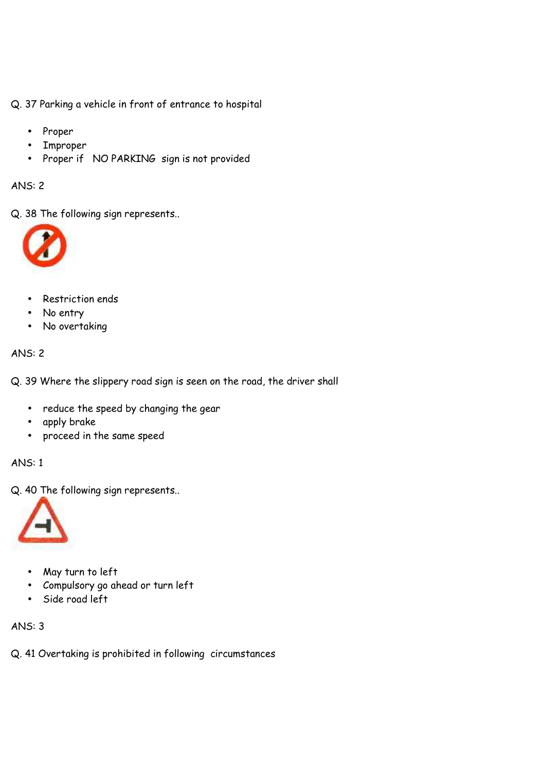Q. 37 Parking a vehicle in front of entrance to hospital

- Proper
- Improper
- Proper if  NO PARKING  sign is not provided

ANS: 2

Q. 38 The following sign represents..

- Restriction ends
- No entry
- No overtaking

ANS: 2

Q. 39 Where the slippery road sign is seen on the road, the driver shall

- reduce the speed by changing the gear
- apply brake
- proceed in the same speed

ANS: 1

Q. 40 The following sign represents..

- May turn to left
- Compulsory go ahead or turn left
- Side road left

ANS: 3

Q. 41 Overtaking is prohibited in following  circumstances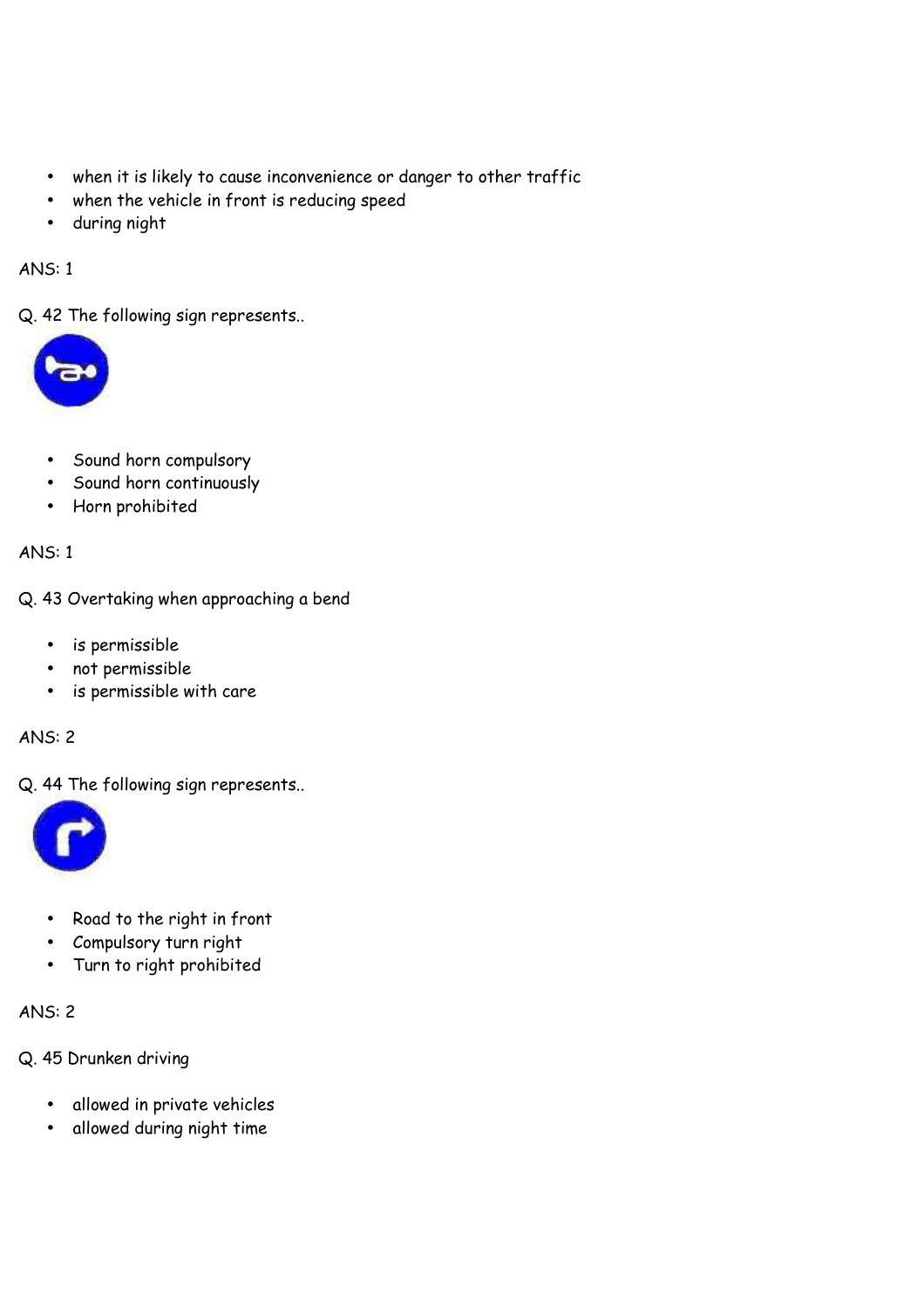- when it is likely to cause inconvenience or danger to other traffic
- when the vehicle in front is reducing speed
- during night

ANS: 1

Q. 42 The following sign represents..

- Sound horn compulsory
- Sound horn continuously
- Horn prohibited

ANS: 1

Q. 43 Overtaking when approaching a bend

- is permissible
- not permissible
- is permissible with care

ANS: 2

Q. 44 The following sign represents..

- Road to the right in front
- Compulsory turn right
- Turn to right prohibited

ANS: 2

Q. 45 Drunken driving

- allowed in private vehicles
- allowed during night time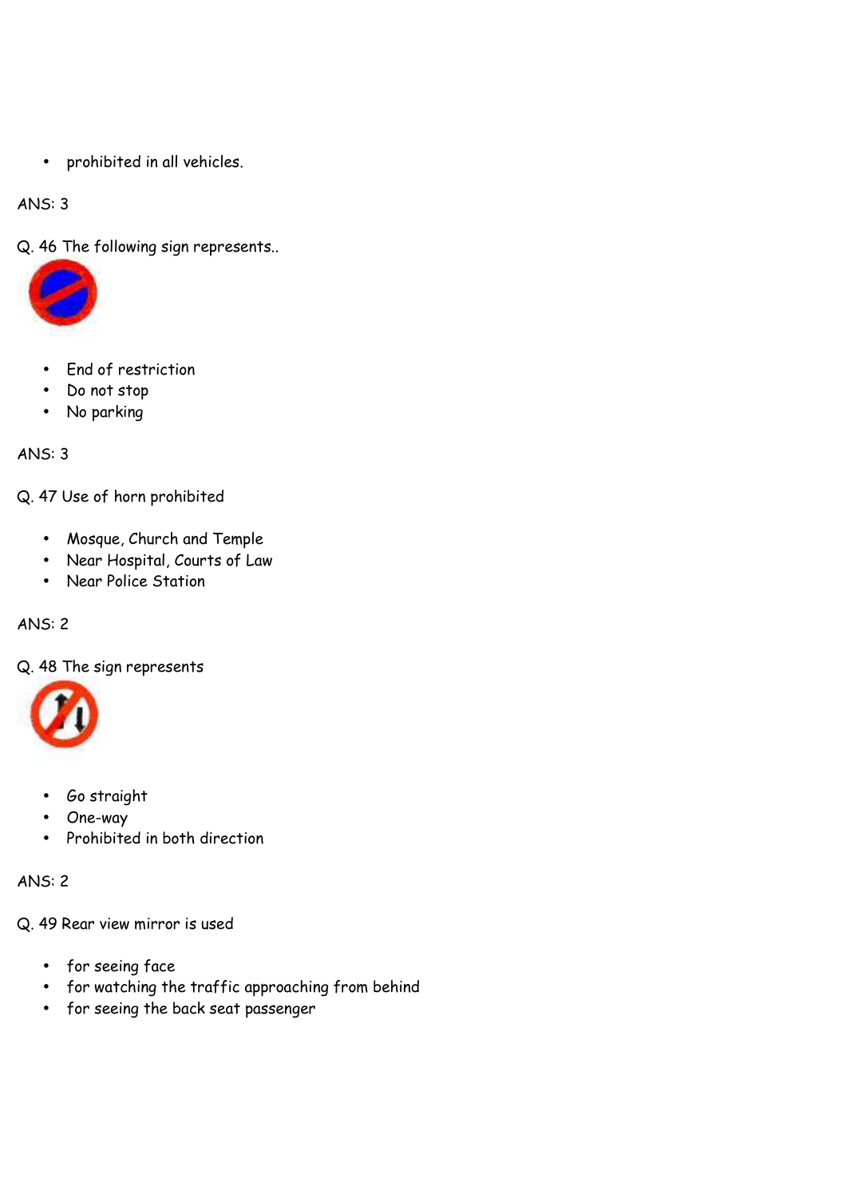- prohibited in all vehicles.

ANS: 3

Q. 46 The following sign represents..

- End of restriction
- Do not stop
- No parking

ANS: 3

Q. 47 Use of horn prohibited

- Mosque, Church and Temple
- Near Hospital, Courts of Law
- Near Police Station

ANS: 2

Q. 48 The sign represents

- Go straight
- One-way
- Prohibited in both direction

ANS: 2

Q. 49 Rear view mirror is used

- for seeing face
- for watching the traffic approaching from behind
- for seeing the back seat passenger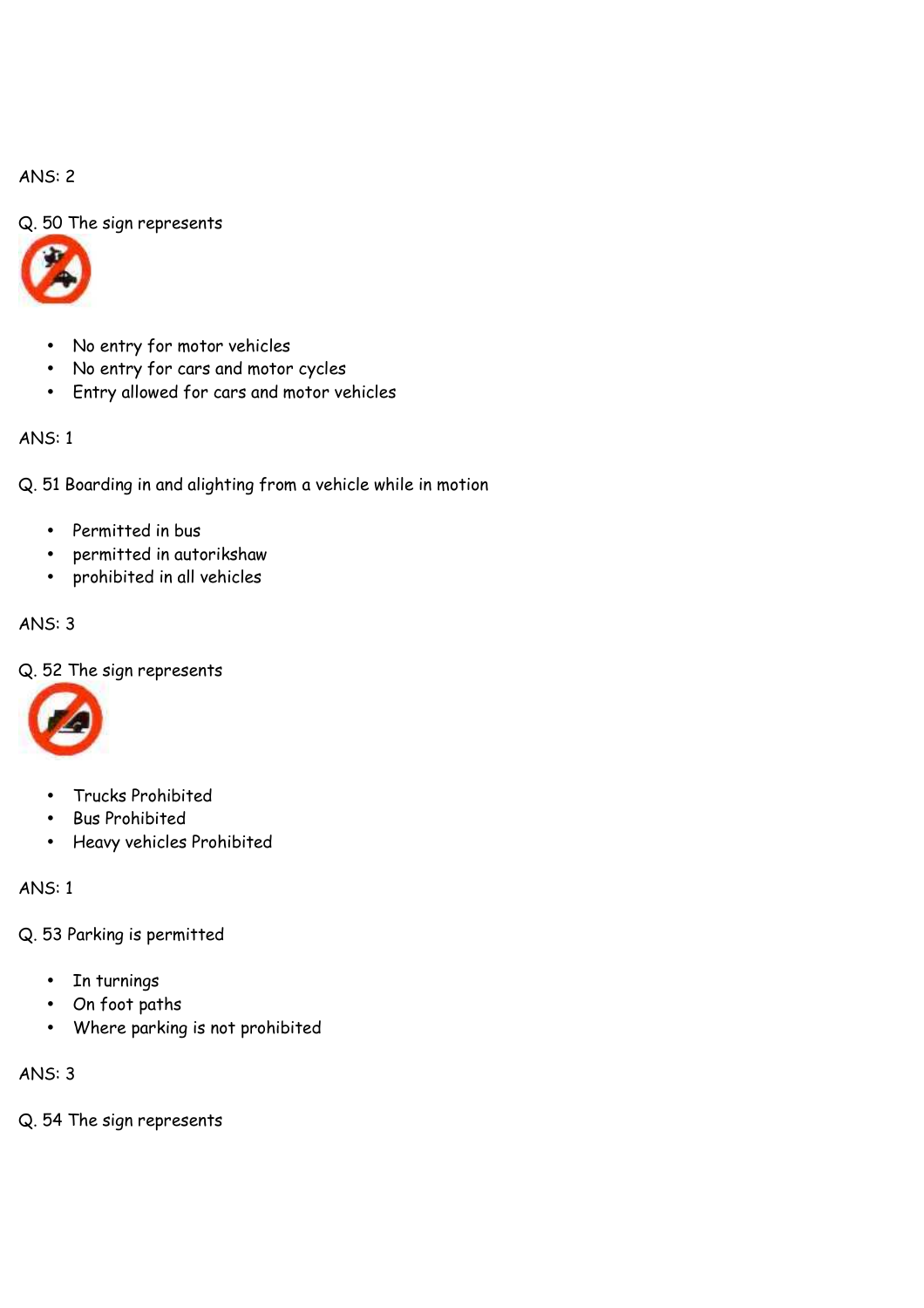ANS: 2

Q. 50 The sign represents

- No entry for motor vehicles
- No entry for cars and motor cycles
- Entry allowed for cars and motor vehicles

ANS: 1

Q. 51 Boarding in and alighting from a vehicle while in motion

- Permitted in bus
- permitted in autorikshaw
- prohibited in all vehicles

ANS: 3

Q. 52 The sign represents

- Trucks Prohibited
- Bus Prohibited
- Heavy vehicles Prohibited

ANS: 1

Q. 53 Parking is permitted

- In turnings
- On foot paths
- Where parking is not prohibited

ANS: 3

Q. 54 The sign represents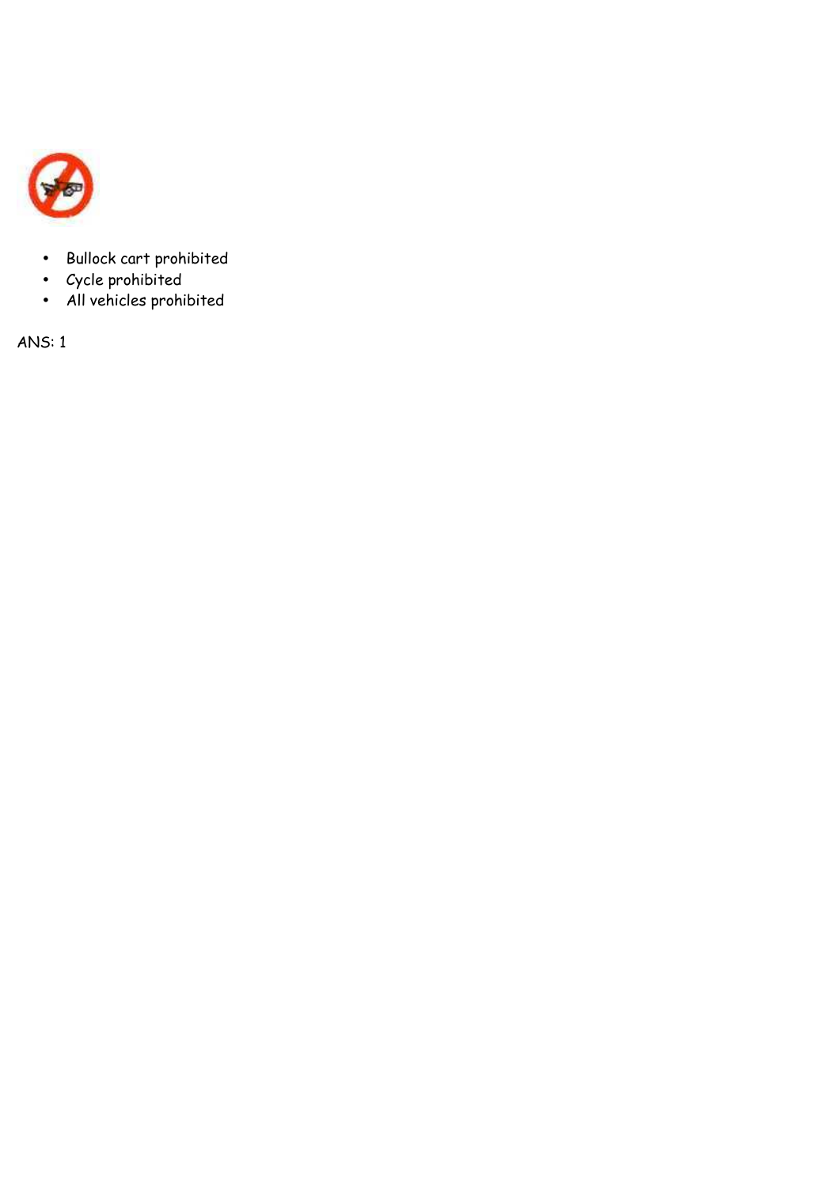- Bullock cart prohibited
- Cycle prohibited
- All vehicles prohibited

ANS: 1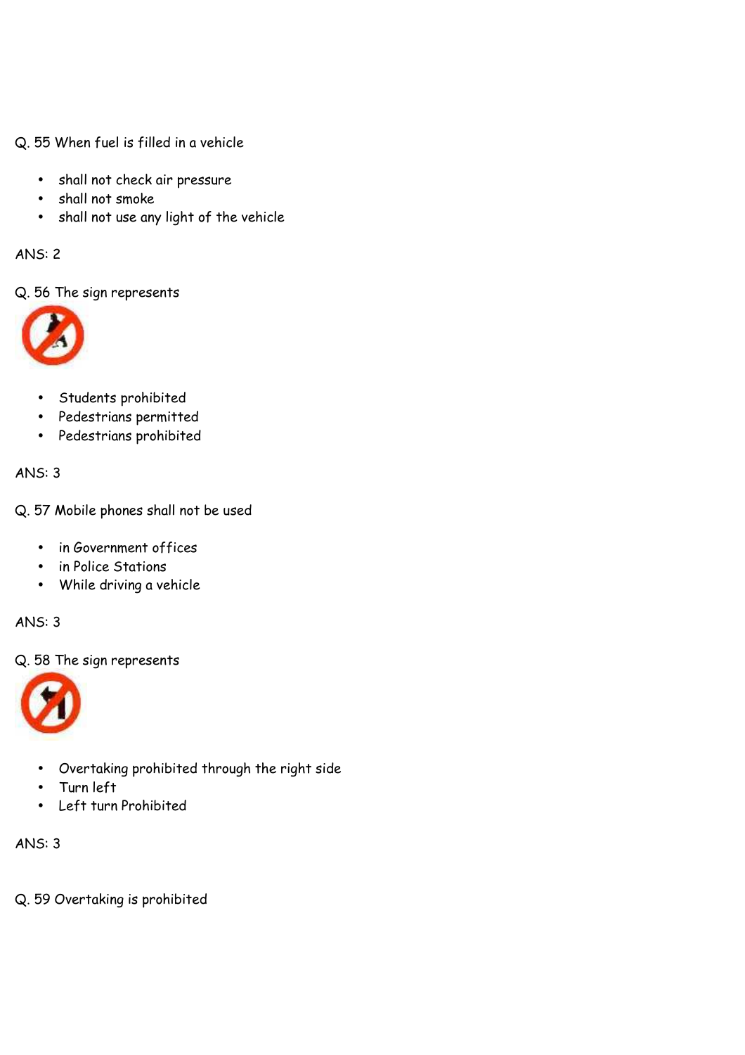Q. 55 When fuel is filled in a vehicle

- shall not check air pressure
- shall not smoke
- shall not use any light of the vehicle

ANS: 2

Q. 56 The sign represents

- Students prohibited
- Pedestrians permitted
- Pedestrians prohibited

ANS: 3

Q. 57 Mobile phones shall not be used

- in Government offices
- in Police Stations
- While driving a vehicle

ANS: 3

Q. 58 The sign represents

- Overtaking prohibited through the right side
- Turn left
- Left turn Prohibited

ANS: 3

Q. 59 Overtaking is prohibited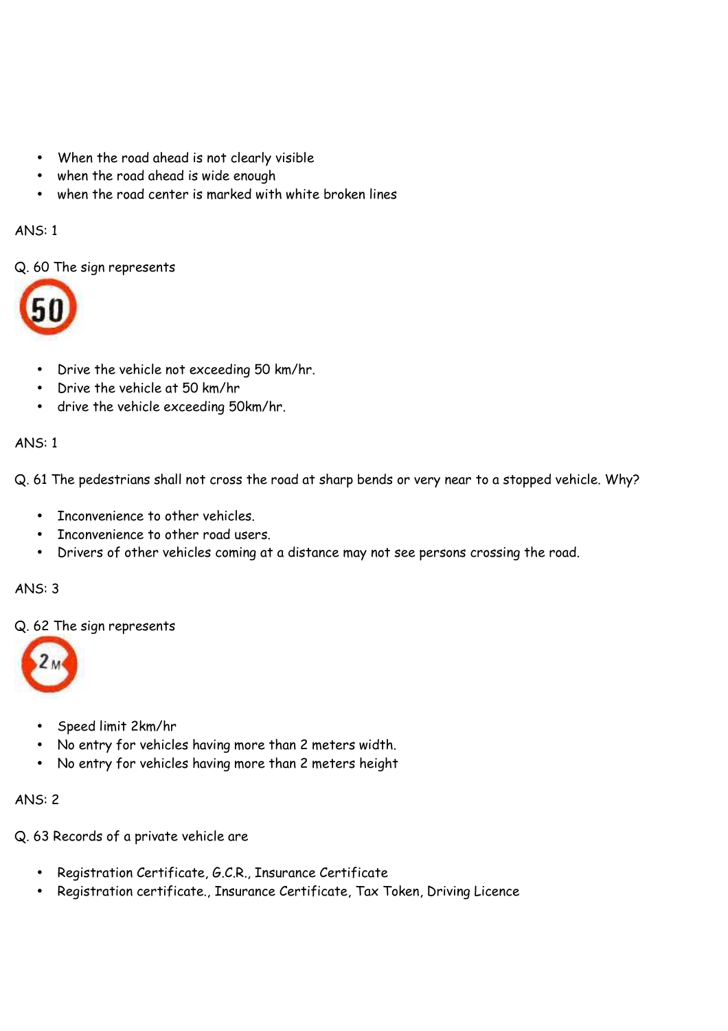- When the road ahead is not clearly visible
- when the road ahead is wide enough
- when the road center is marked with white broken lines

ANS: 1

Q. 60 The sign represents

- Drive the vehicle not exceeding 50 km/hr.
- Drive the vehicle at 50 km/hr
- drive the vehicle exceeding 50km/hr.

ANS: 1

Q. 61 The pedestrians shall not cross the road at sharp bends or very near to a stopped vehicle. Why?

- Inconvenience to other vehicles.
- Inconvenience to other road users.
- Drivers of other vehicles coming at a distance may not see persons crossing the road.

ANS: 3

Q. 62 The sign represents

- Speed limit 2km/hr
- No entry for vehicles having more than 2 meters width.
- No entry for vehicles having more than 2 meters height

ANS: 2

Q. 63 Records of a private vehicle are

- Registration Certificate, G.C.R., Insurance Certificate
- Registration certificate., Insurance Certificate, Tax Token, Driving Licence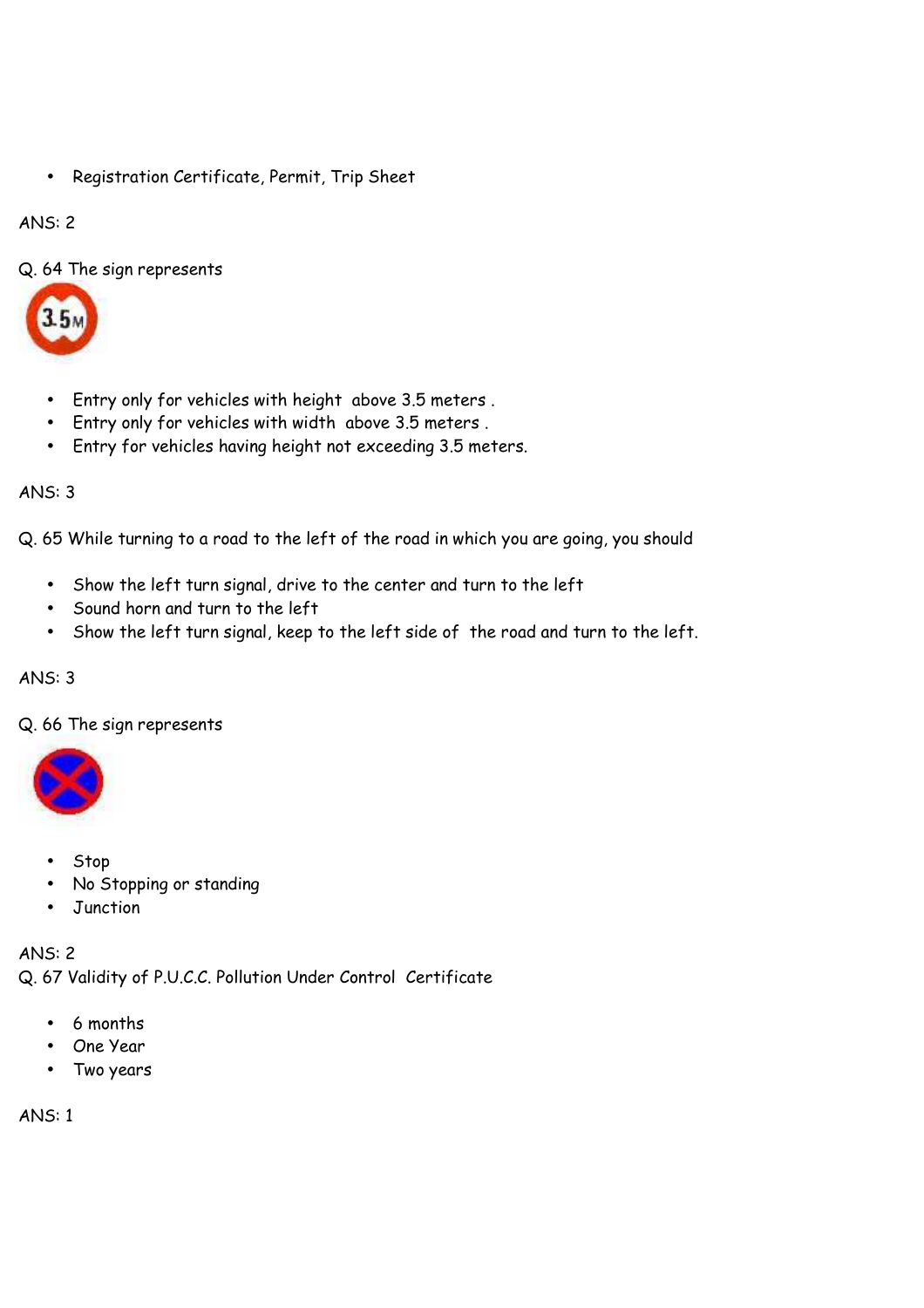- Registration Certificate, Permit, Trip Sheet

ANS: 2

Q. 64 The sign represents

- Entry only for vehicles with height above 3.5 meters .
- Entry only for vehicles with width above 3.5 meters .
- Entry for vehicles having height not exceeding 3.5 meters.

ANS: 3

Q. 65 While turning to a road to the left of the road in which you are going, you should

- Show the left turn signal, drive to the center and turn to the left
- Sound horn and turn to the left
- Show the left turn signal, keep to the left side of the road and turn to the left.

ANS: 3

Q. 66 The sign represents

- Stop
- No Stopping or standing
- Junction

ANS: 2

Q. 67 Validity of P.U.C.C. Pollution Under Control Certificate

- 6 months
- One Year
- Two years

ANS: 1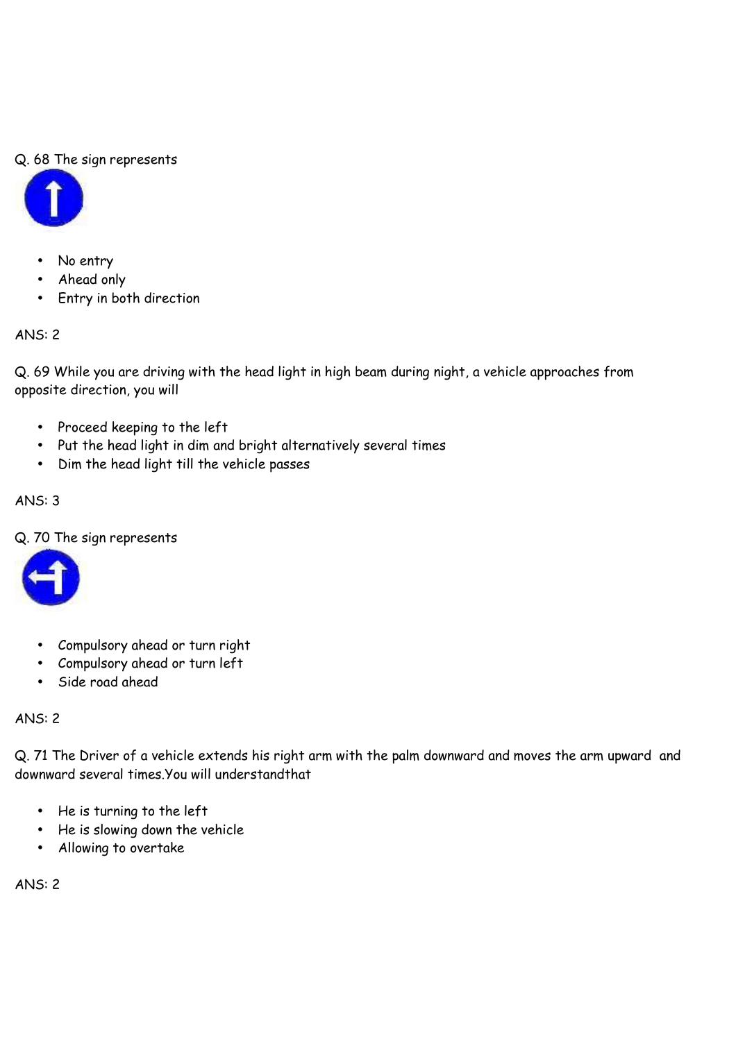Q. 68 The sign represents

- No entry
- Ahead only
- Entry in both direction

ANS: 2

Q. 69 While you are driving with the head light in high beam during night, a vehicle approaches from opposite direction, you will

- Proceed keeping to the left
- Put the head light in dim and bright alternatively several times
- Dim the head light till the vehicle passes

ANS: 3

Q. 70 The sign represents

- Compulsory ahead or turn right
- Compulsory ahead or turn left
- Side road ahead

ANS: 2

Q. 71 The Driver of a vehicle extends his right arm with the palm downward and moves the arm upward and downward several times.You will understandthat

- He is turning to the left
- He is slowing down the vehicle
- Allowing to overtake

ANS: 2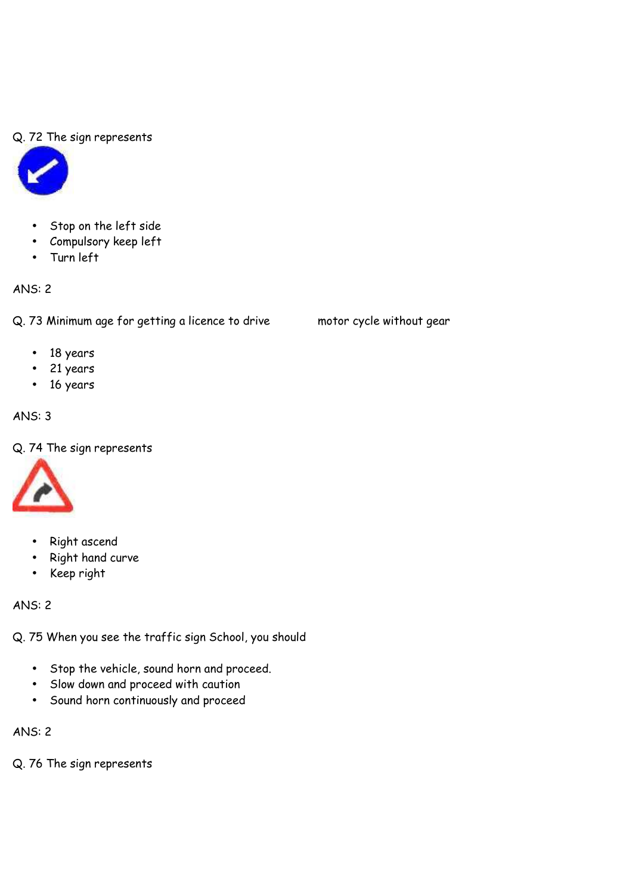Q. 72 The sign represents

- Stop on the left side
- Compulsory keep left
- Turn left

ANS: 2

Q. 73 Minimum age for getting a licence to drive motor cycle without gear

- 18 years
- 21 years
- 16 years

ANS: 3

Q. 74 The sign represents

- Right ascend
- Right hand curve
- Keep right

ANS: 2

Q. 75 When you see the traffic sign School, you should

- Stop the vehicle, sound horn and proceed.
- Slow down and proceed with caution
- Sound horn continuously and proceed

ANS: 2

Q. 76 The sign represents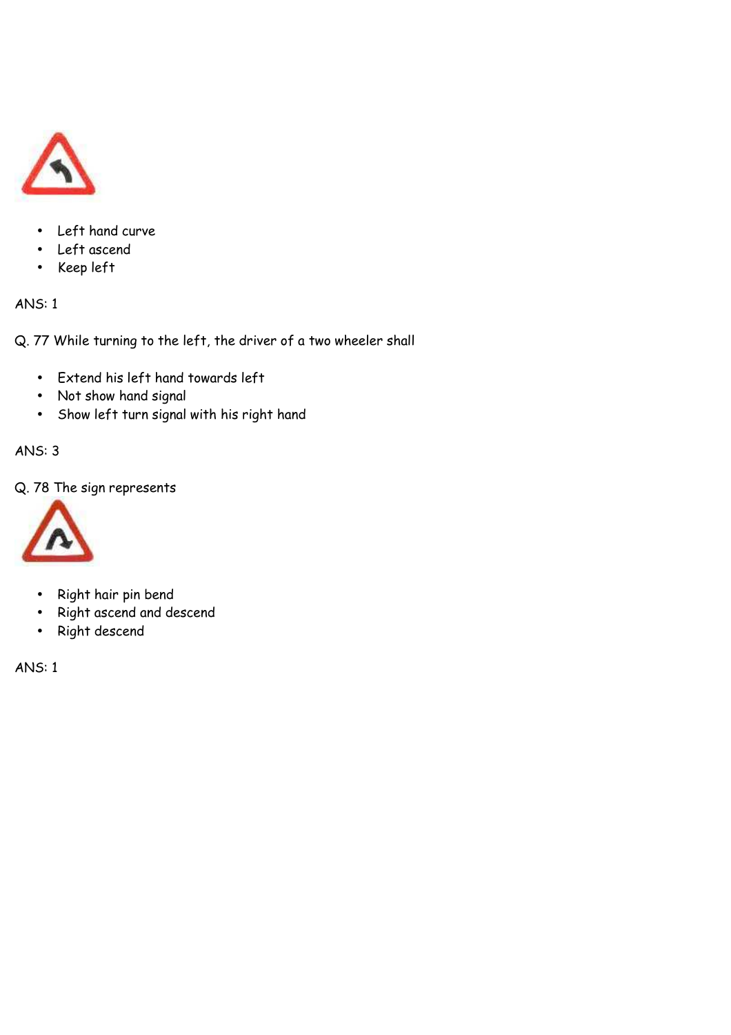- Left hand curve
- Left ascend
- Keep left

ANS: 1

Q. 77 While turning to the left, the driver of a two wheeler shall

- Extend his left hand towards left
- Not show hand signal
- Show left turn signal with his right hand

ANS: 3

Q. 78 The sign represents

- Right hair pin bend
- Right ascend and descend
- Right descend

ANS: 1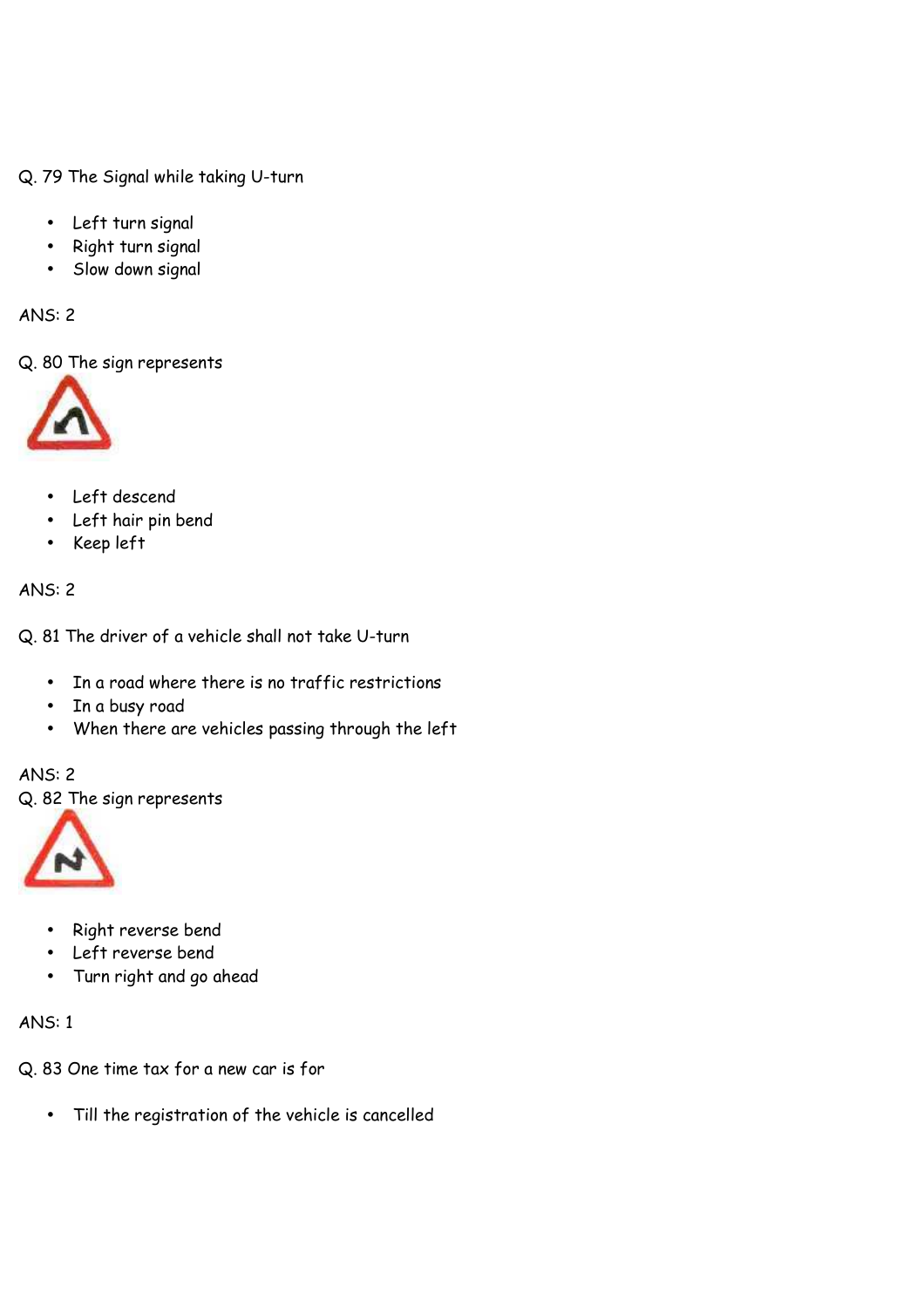Q. 79 The Signal while taking U-turn

- Left turn signal
- Right turn signal
- Slow down signal

ANS: 2

Q. 80 The sign represents

- Left descend
- Left hair pin bend
- Keep left

ANS: 2

Q. 81 The driver of a vehicle shall not take U-turn

- In a road where there is no traffic restrictions
- In a busy road
- When there are vehicles passing through the left

ANS: 2

Q. 82 The sign represents

- Right reverse bend
- Left reverse bend
- Turn right and go ahead

ANS: 1

Q. 83 One time tax for a new car is for

- Till the registration of the vehicle is cancelled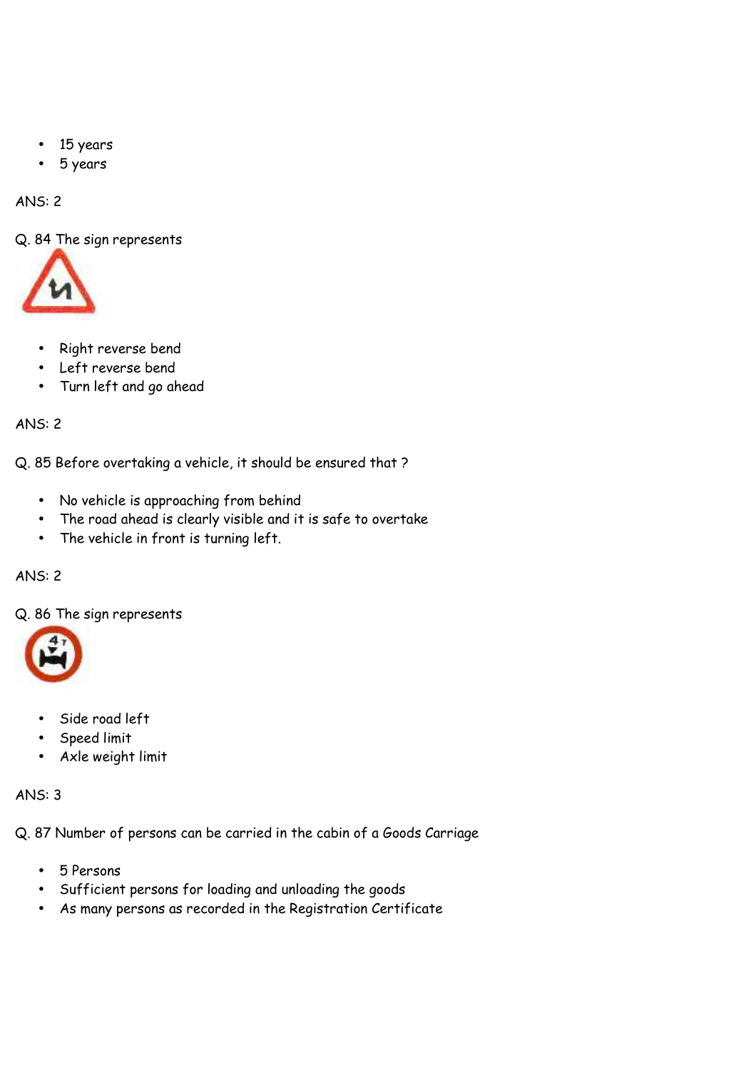- 15 years
- 5 years

ANS: 2

Q. 84 The sign represents

- Right reverse bend
- Left reverse bend
- Turn left and go ahead

ANS: 2

Q. 85 Before overtaking a vehicle, it should be ensured that ?

- No vehicle is approaching from behind
- The road ahead is clearly visible and it is safe to overtake
- The vehicle in front is turning left.

ANS: 2

Q. 86 The sign represents

- Side road left
- Speed limit
- Axle weight limit

ANS: 3

Q. 87 Number of persons can be carried in the cabin of a Goods Carriage

- 5 Persons
- Sufficient persons for loading and unloading the goods
- As many persons as recorded in the Registration Certificate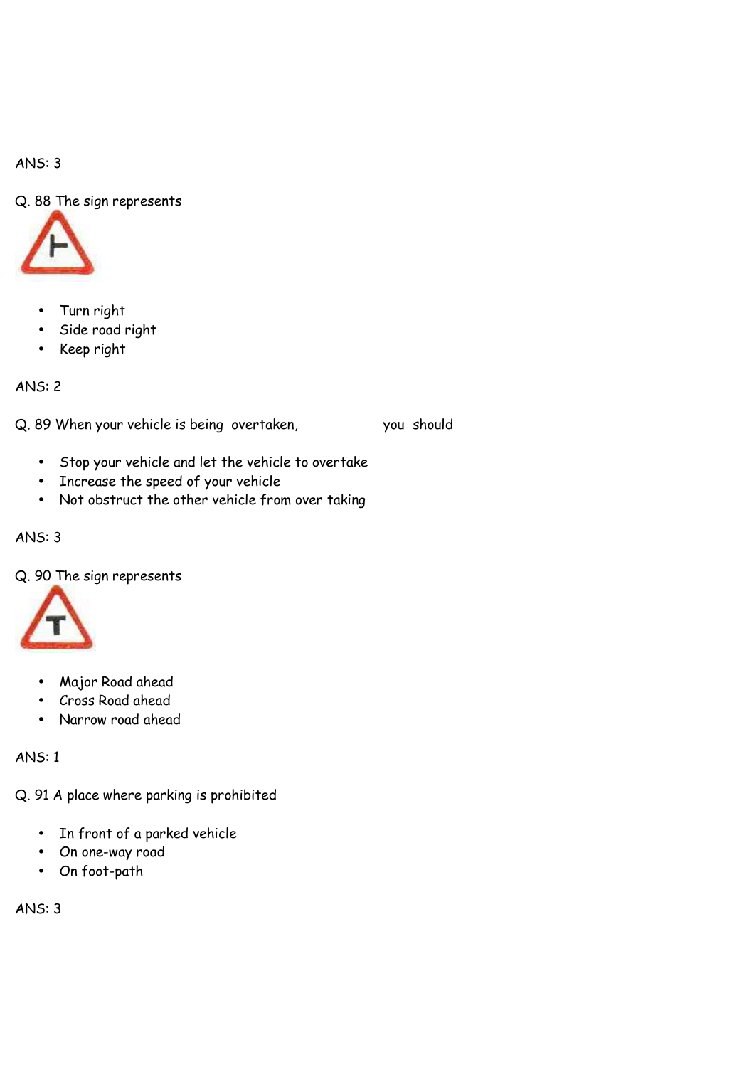ANS: 3

Q. 88 The sign represents

- Turn right
- Side road right
- Keep right

ANS: 2

Q. 89 When your vehicle is being overtaken, you should

- Stop your vehicle and let the vehicle to overtake
- Increase the speed of your vehicle
- Not obstruct the other vehicle from over taking

ANS: 3

Q. 90 The sign represents

- Major Road ahead
- Cross Road ahead
- Narrow road ahead

ANS: 1

Q. 91 A place where parking is prohibited

- In front of a parked vehicle
- On one-way road
- On foot-path

ANS: 3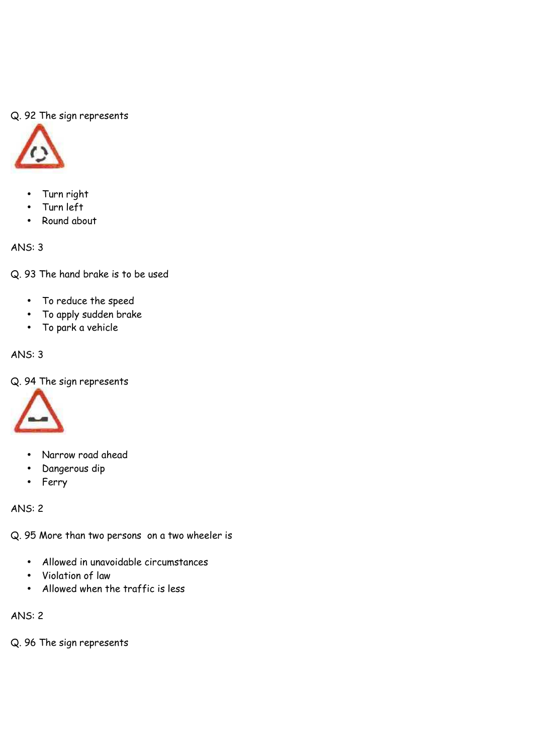Q. 92 The sign represents

- Turn right
- Turn left
- Round about

ANS: 3

Q. 93 The hand brake is to be used

- To reduce the speed
- To apply sudden brake
- To park a vehicle

ANS: 3

Q. 94 The sign represents

- Narrow road ahead
- Dangerous dip
- Ferry

ANS: 2

Q. 95 More than two persons on a two wheeler is

- Allowed in unavoidable circumstances
- Violation of law
- Allowed when the traffic is less

ANS: 2

Q. 96 The sign represents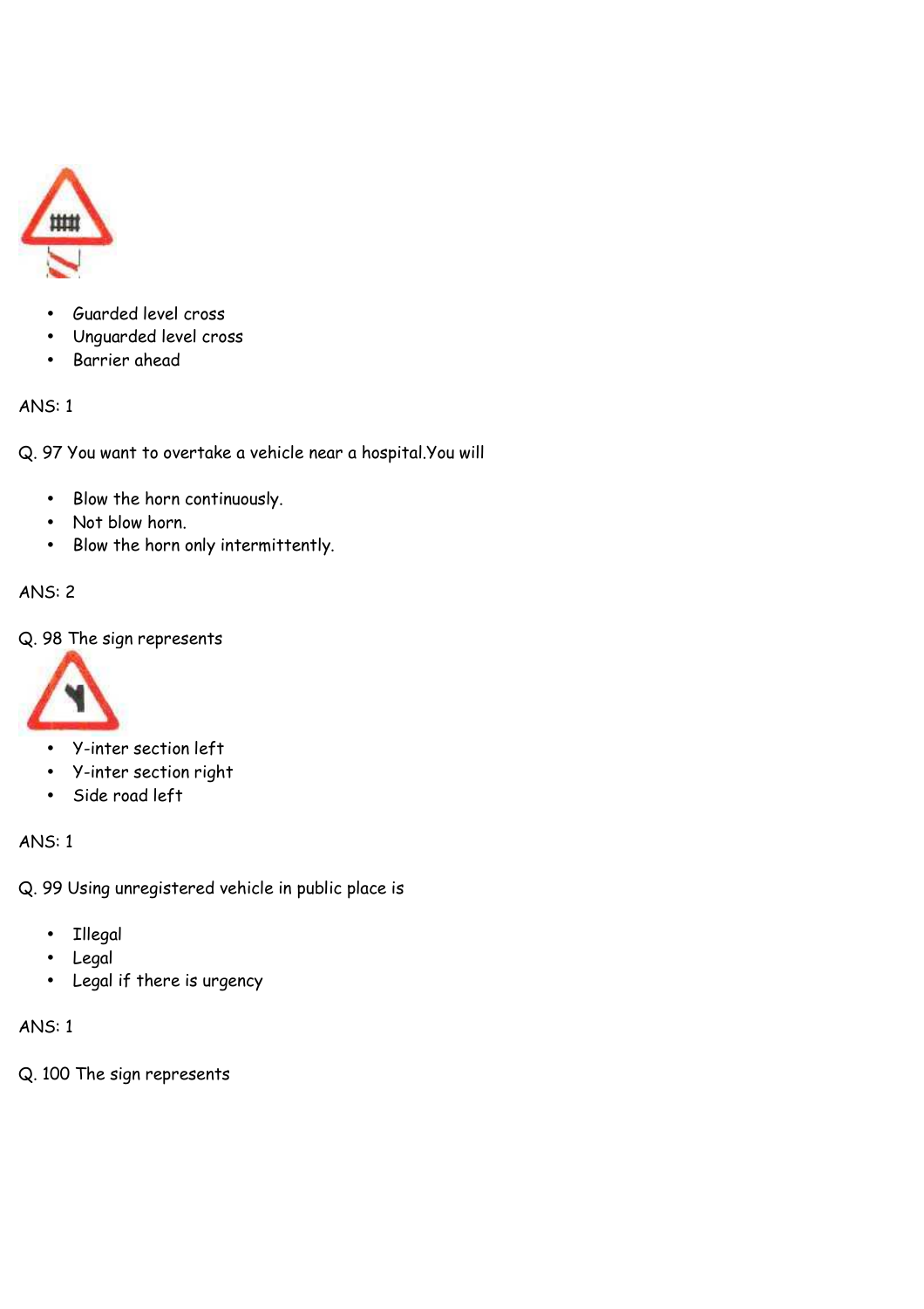- Guarded level cross
- Unguarded level cross
- Barrier ahead

ANS: 1

Q. 97 You want to overtake a vehicle near a hospital.You will

- Blow the horn continuously.
- Not blow horn.
- Blow the horn only intermittently.

ANS: 2

Q. 98 The sign represents

- Y-inter section left
- Y-inter section right
- Side road left

ANS: 1

Q. 99 Using unregistered vehicle in public place is

- Illegal
- Legal
- Legal if there is urgency

ANS: 1

Q. 100 The sign represents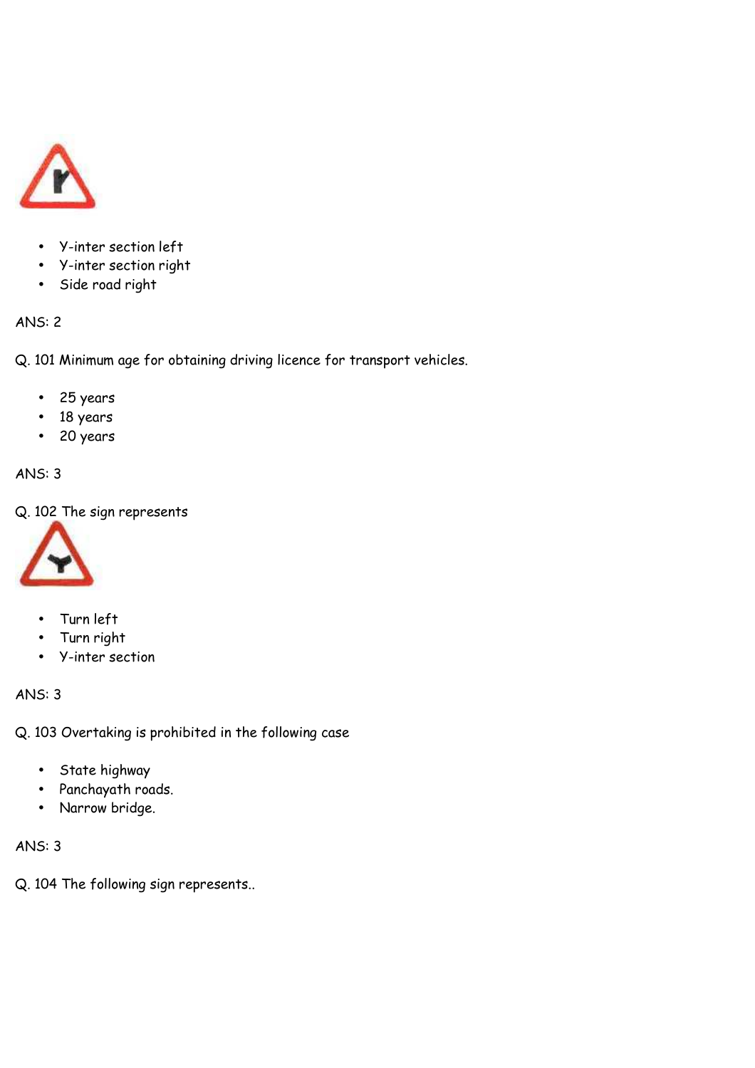- Y-inter section left
- Y-inter section right
- Side road right

ANS: 2

Q. 101 Minimum age for obtaining driving licence for transport vehicles.

- 25 years
- 18 years
- 20 years

ANS: 3

Q. 102 The sign represents

- Turn left
- Turn right
- Y-inter section

ANS: 3

Q. 103 Overtaking is prohibited in the following case

- State highway
- Panchayath roads.
- Narrow bridge.

ANS: 3

Q. 104 The following sign represents..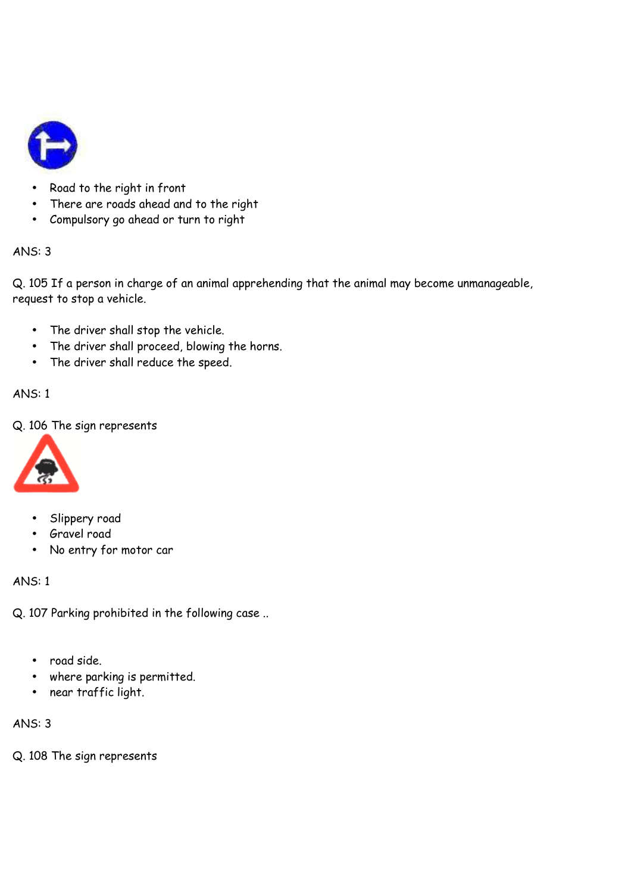- Road to the right in front
- There are roads ahead and to the right
- Compulsory go ahead or turn to right

ANS: 3

Q. 105 If a person in charge of an animal apprehending that the animal may become unmanageable, request to stop a vehicle.

- The driver shall stop the vehicle.
- The driver shall proceed, blowing the horns.
- The driver shall reduce the speed.

ANS: 1

Q. 106 The sign represents

- Slippery road
- Gravel road
- No entry for motor car

ANS: 1

Q. 107 Parking prohibited in the following case ..

- road side.
- where parking is permitted.
- near traffic light.

ANS: 3

Q. 108 The sign represents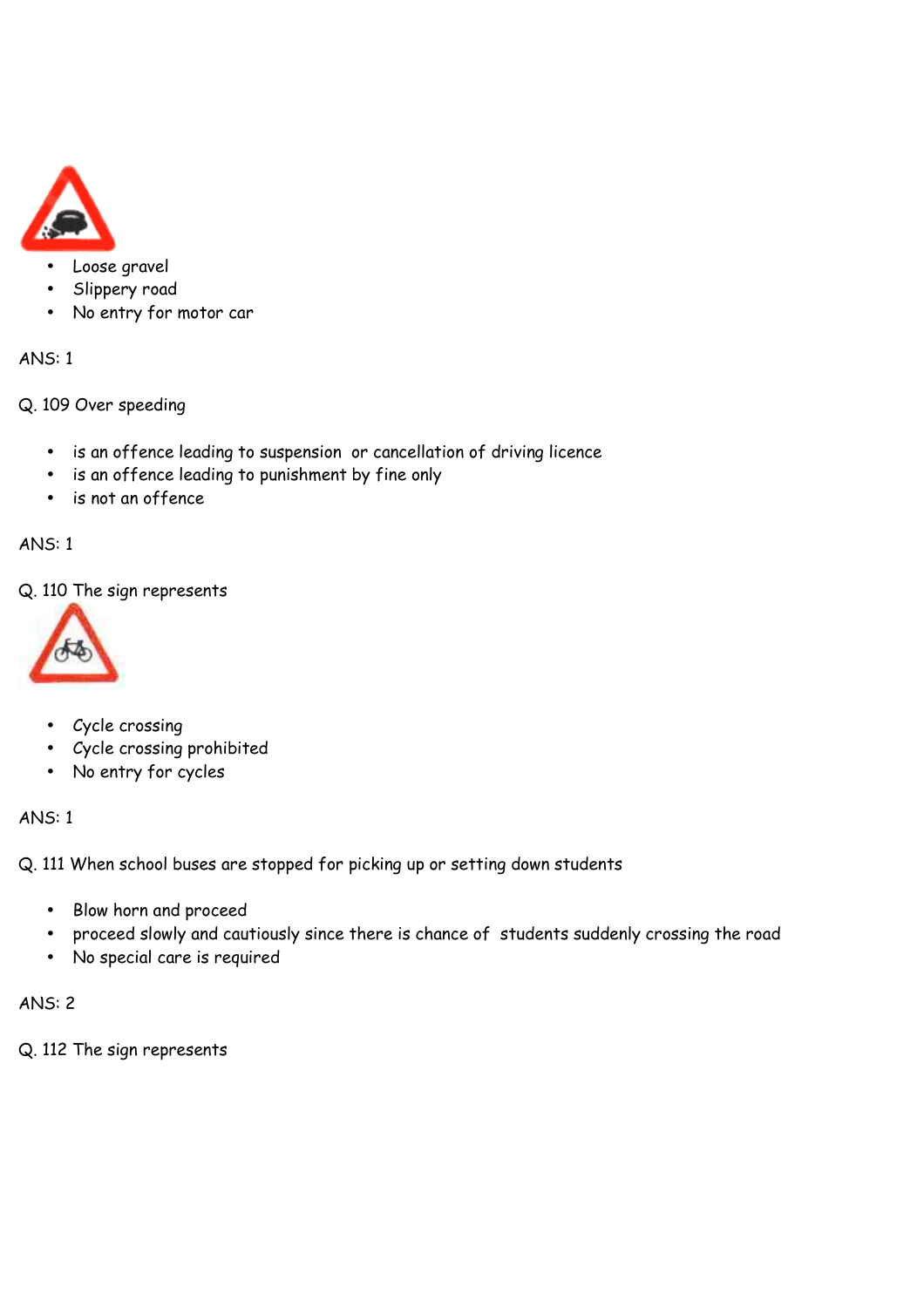- Loose gravel
- Slippery road
- No entry for motor car

ANS: 1

Q. 109 Over speeding

- is an offence leading to suspension or cancellation of driving licence
- is an offence leading to punishment by fine only
- is not an offence

ANS: 1

Q. 110 The sign represents

- Cycle crossing
- Cycle crossing prohibited
- No entry for cycles

ANS: 1

Q. 111 When school buses are stopped for picking up or setting down students

- Blow horn and proceed
- proceed slowly and cautiously since there is chance of students suddenly crossing the road
- No special care is required

ANS: 2

Q. 112 The sign represents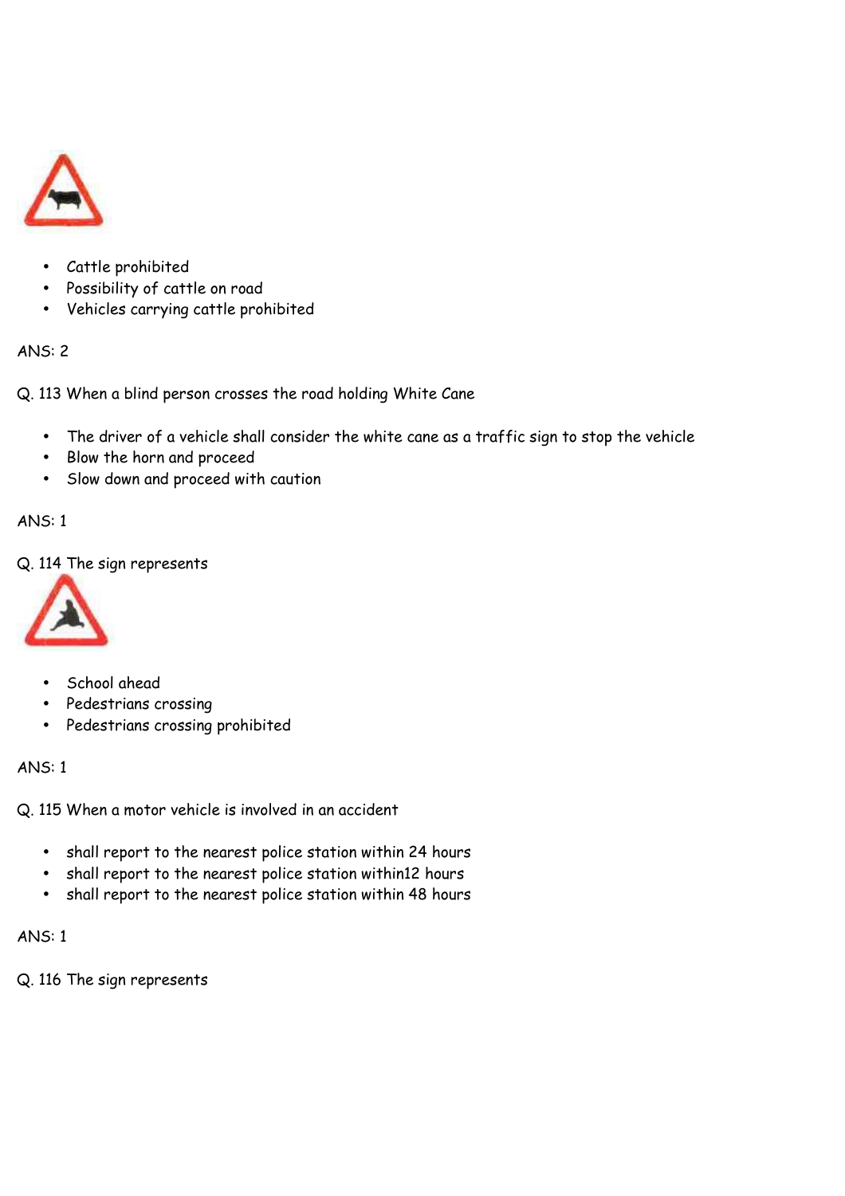- Cattle prohibited
- Possibility of cattle on road
- Vehicles carrying cattle prohibited

ANS: 2

Q. 113 When a blind person crosses the road holding White Cane

- The driver of a vehicle shall consider the white cane as a traffic sign to stop the vehicle
- Blow the horn and proceed
- Slow down and proceed with caution

ANS: 1

Q. 114 The sign represents

- School ahead
- Pedestrians crossing
- Pedestrians crossing prohibited

ANS: 1

Q. 115 When a motor vehicle is involved in an accident

- shall report to the nearest police station within 24 hours
- shall report to the nearest police station within12 hours
- shall report to the nearest police station within 48 hours

ANS: 1

Q. 116 The sign represents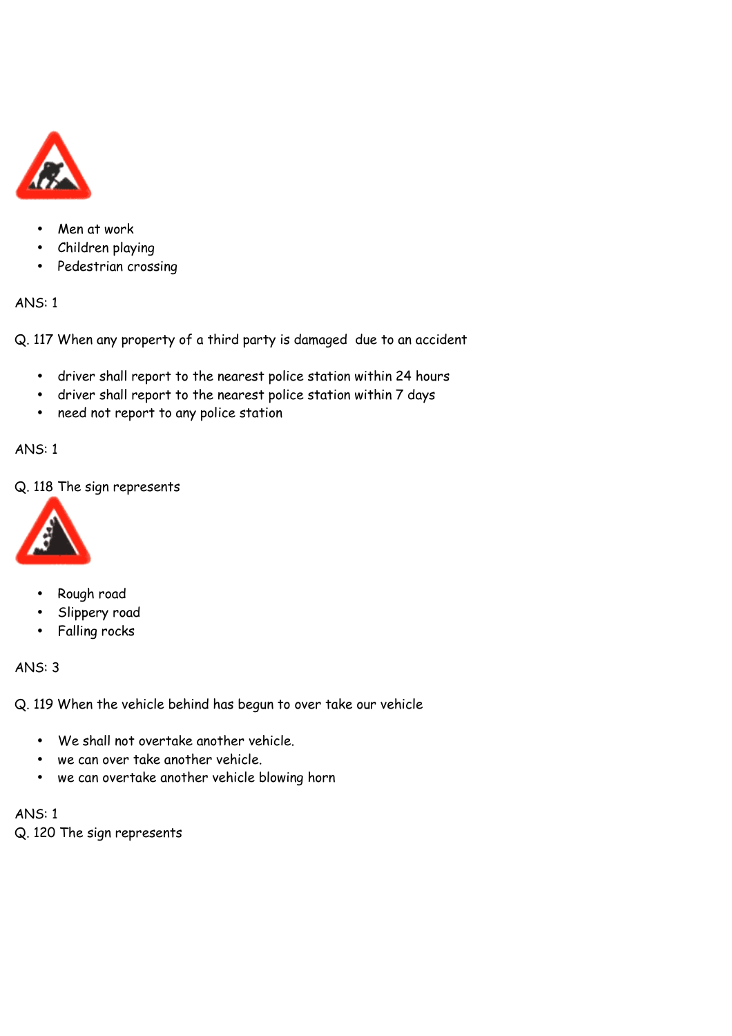- Men at work
- Children playing
- Pedestrian crossing

ANS: 1

Q. 117 When any property of a third party is damaged due to an accident

- driver shall report to the nearest police station within 24 hours
- driver shall report to the nearest police station within 7 days
- need not report to any police station

ANS: 1

Q. 118 The sign represents

- Rough road
- Slippery road
- Falling rocks

ANS: 3

Q. 119 When the vehicle behind has begun to over take our vehicle

- We shall not overtake another vehicle.
- we can over take another vehicle.
- we can overtake another vehicle blowing horn

ANS: 1

Q. 120 The sign represents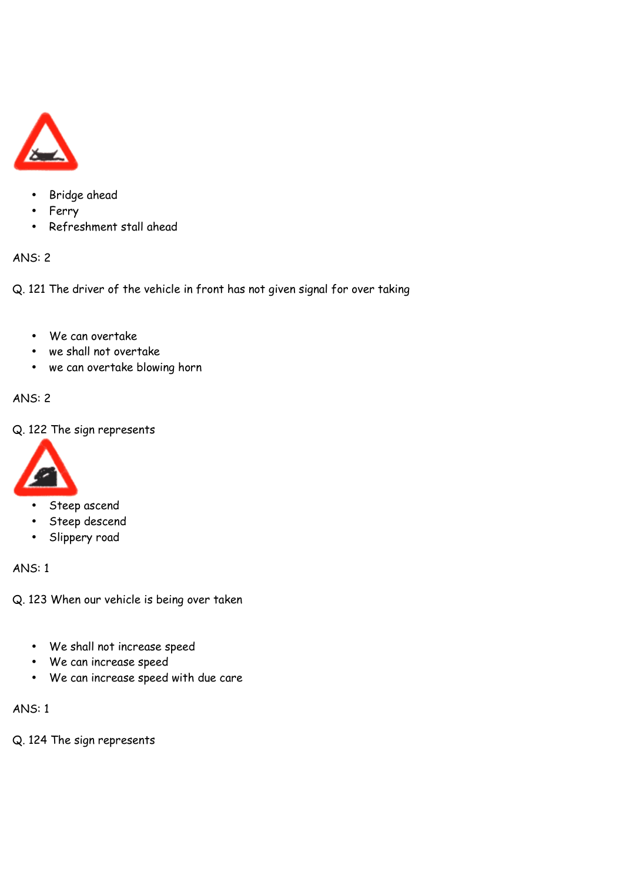- Bridge ahead
- Ferry
- Refreshment stall ahead

ANS: 2

Q. 121 The driver of the vehicle in front has not given signal for over taking

- We can overtake
- we shall not overtake
- we can overtake blowing horn

ANS: 2

Q. 122 The sign represents

- Steep ascend
- Steep descend
- Slippery road

ANS: 1

Q. 123 When our vehicle is being over taken

- We shall not increase speed
- We can increase speed
- We can increase speed with due care

ANS: 1

Q. 124 The sign represents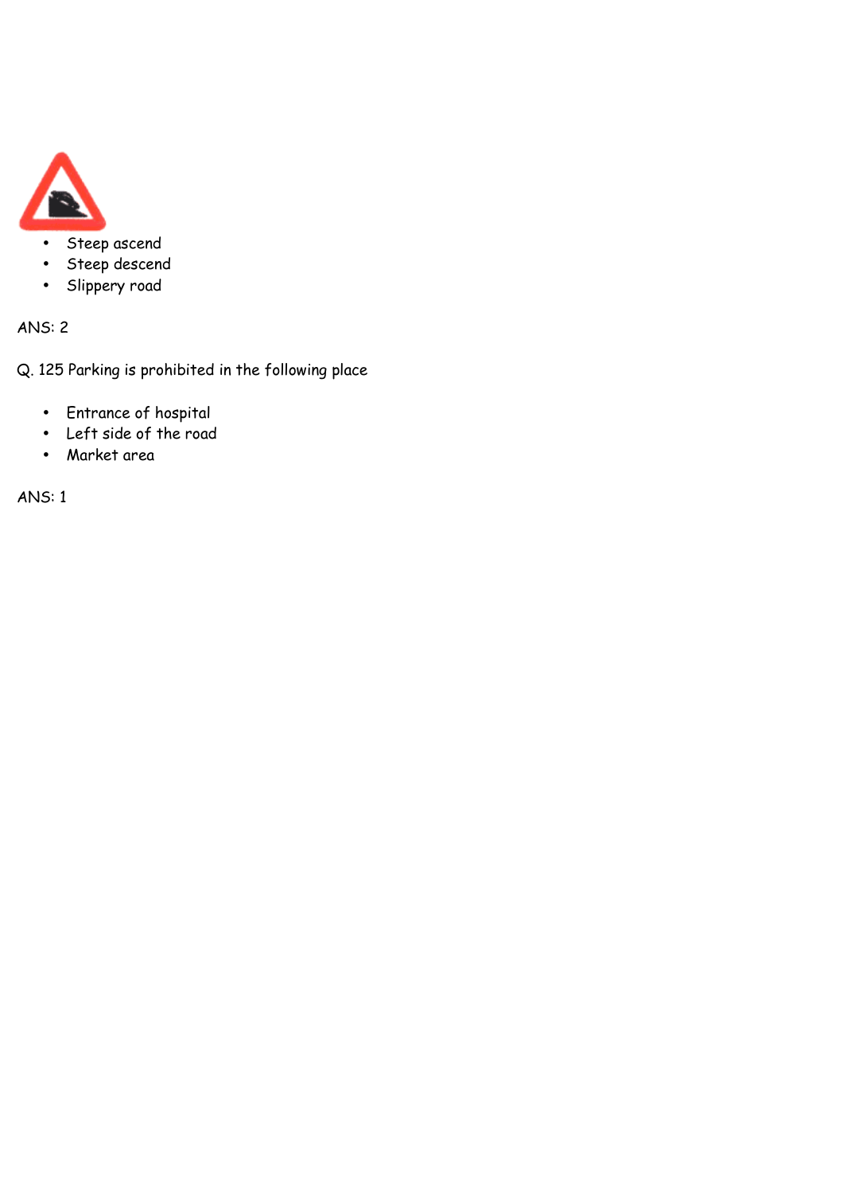- Steep ascend
- Steep descend
- Slippery road

ANS: 2

Q. 125 Parking is prohibited in the following place

- Entrance of hospital
- Left side of the road
- Market area

ANS: 1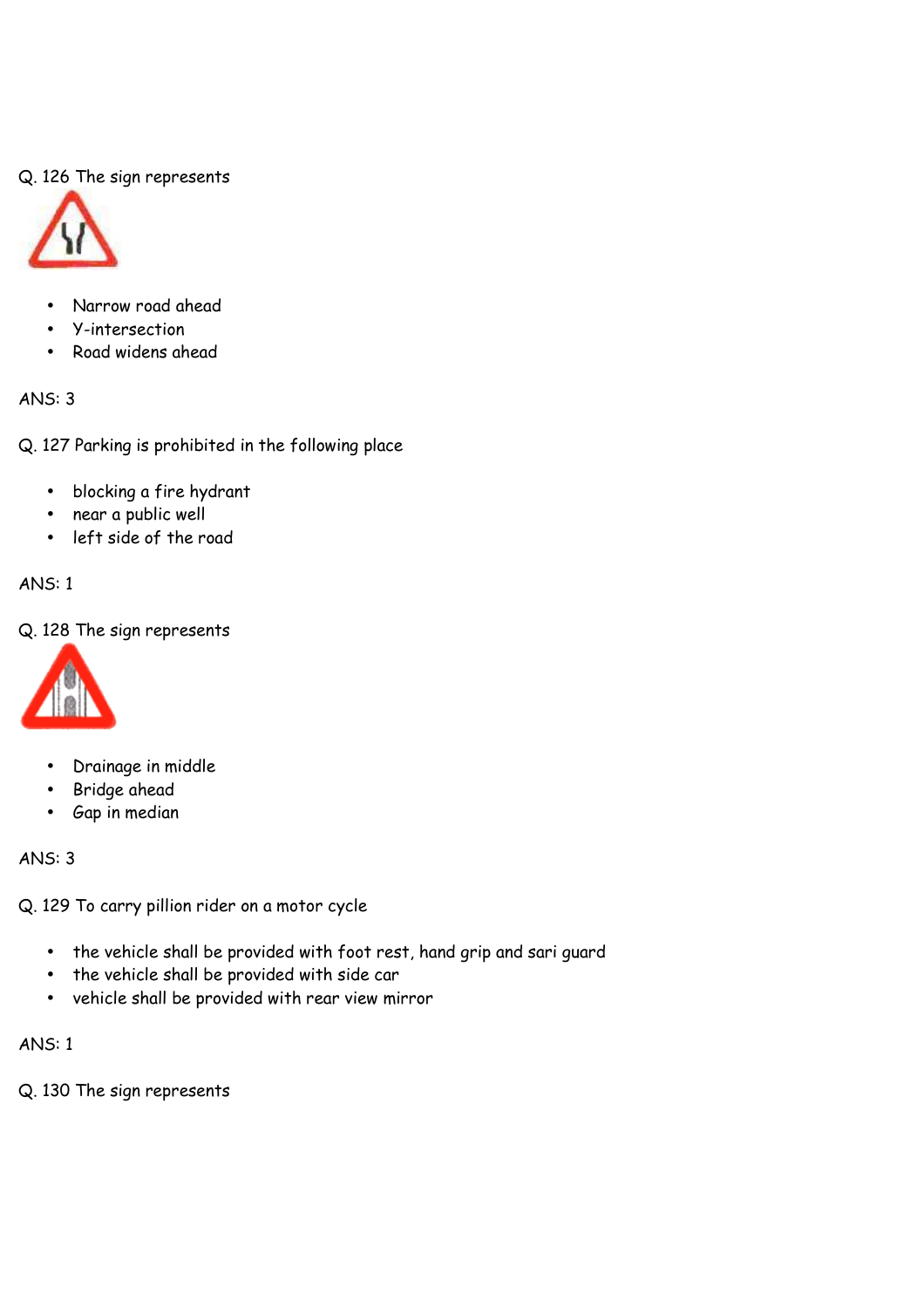Q. 126 The sign represents

- Narrow road ahead
- Y-intersection
- Road widens ahead

ANS: 3

Q. 127 Parking is prohibited in the following place

- blocking a fire hydrant
- near a public well
- left side of the road

ANS: 1

Q. 128 The sign represents

- Drainage in middle
- Bridge ahead
- Gap in median

ANS: 3

Q. 129 To carry pillion rider on a motor cycle

- the vehicle shall be provided with foot rest, hand grip and sari guard
- the vehicle shall be provided with side car
- vehicle shall be provided with rear view mirror

ANS: 1

Q. 130 The sign represents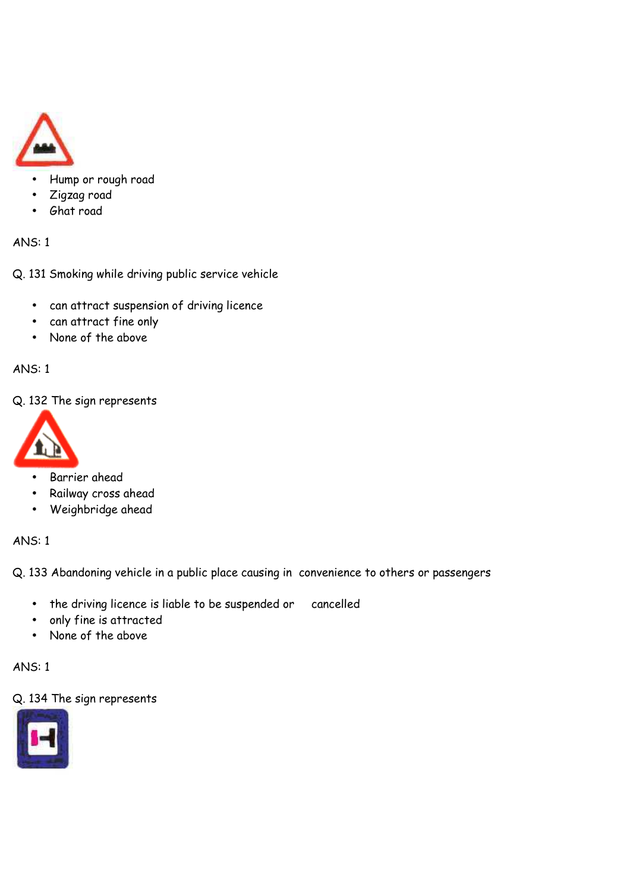- Hump or rough road
- Zigzag road
- Ghat road

ANS: 1

Q. 131 Smoking while driving public service vehicle

- can attract suspension of driving licence
- can attract fine only
- None of the above

ANS: 1

Q. 132 The sign represents

- Barrier ahead
- Railway cross ahead
- Weighbridge ahead

ANS: 1

Q. 133 Abandoning vehicle in a public place causing in convenience to others or passengers

- the driving licence is liable to be suspended or cancelled
- only fine is attracted
- None of the above

ANS: 1

Q. 134 The sign represents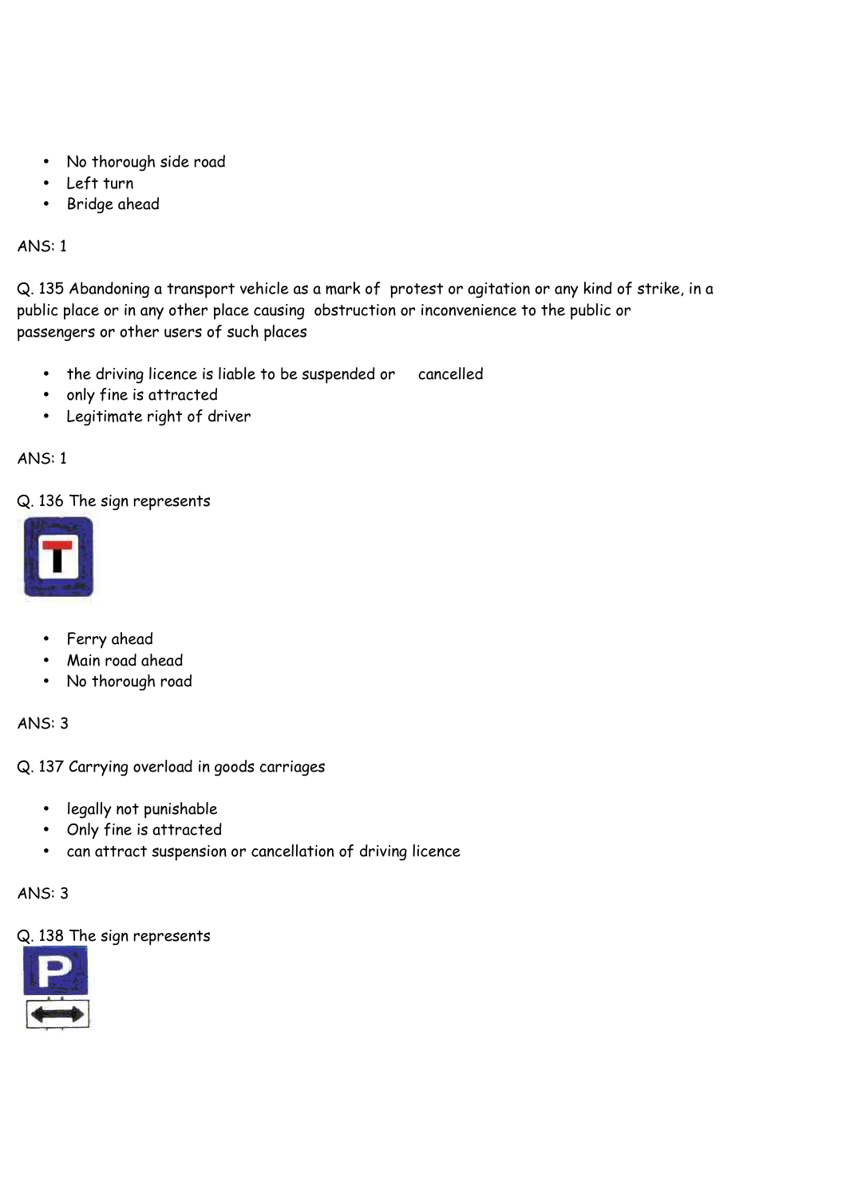- No thorough side road
- Left turn
- Bridge ahead

ANS: 1

Q. 135 Abandoning a transport vehicle as a mark of protest or agitation or any kind of strike, in a public place or in any other place causing obstruction or inconvenience to the public or passengers or other users of such places

- the driving licence is liable to be suspended or cancelled
- only fine is attracted
- Legitimate right of driver

ANS: 1

Q. 136 The sign represents

- Ferry ahead
- Main road ahead
- No thorough road

ANS: 3

Q. 137 Carrying overload in goods carriages

- legally not punishable
- Only fine is attracted
- can attract suspension or cancellation of driving licence

ANS: 3

Q. 138 The sign represents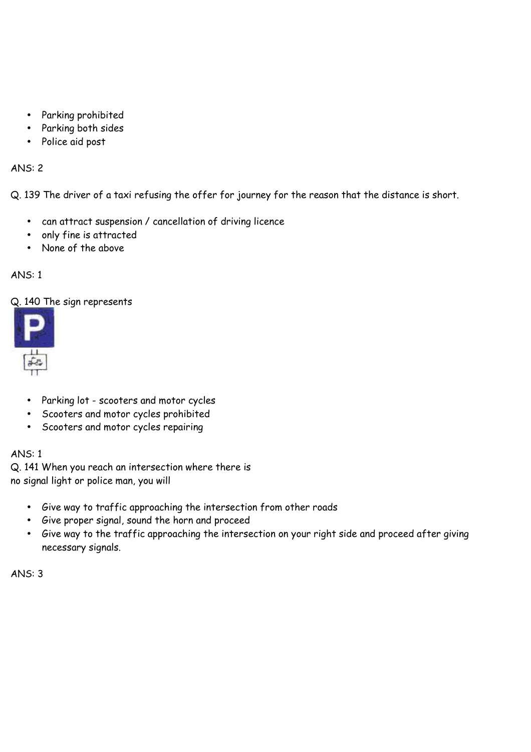- Parking prohibited
- Parking both sides
- Police aid post

ANS: 2

Q. 139 The driver of a taxi refusing the offer for journey for the reason that the distance is short.

- can attract suspension / cancellation of driving licence
- only fine is attracted
- None of the above

ANS: 1

Q. 140 The sign represents

- Parking lot - scooters and motor cycles
- Scooters and motor cycles prohibited
- Scooters and motor cycles repairing

ANS: 1

Q. 141 When you reach an intersection where there is no signal light or police man, you will

- Give way to traffic approaching the intersection from other roads
- Give proper signal, sound the horn and proceed
- Give way to the traffic approaching the intersection on your right side and proceed after giving necessary signals.

ANS: 3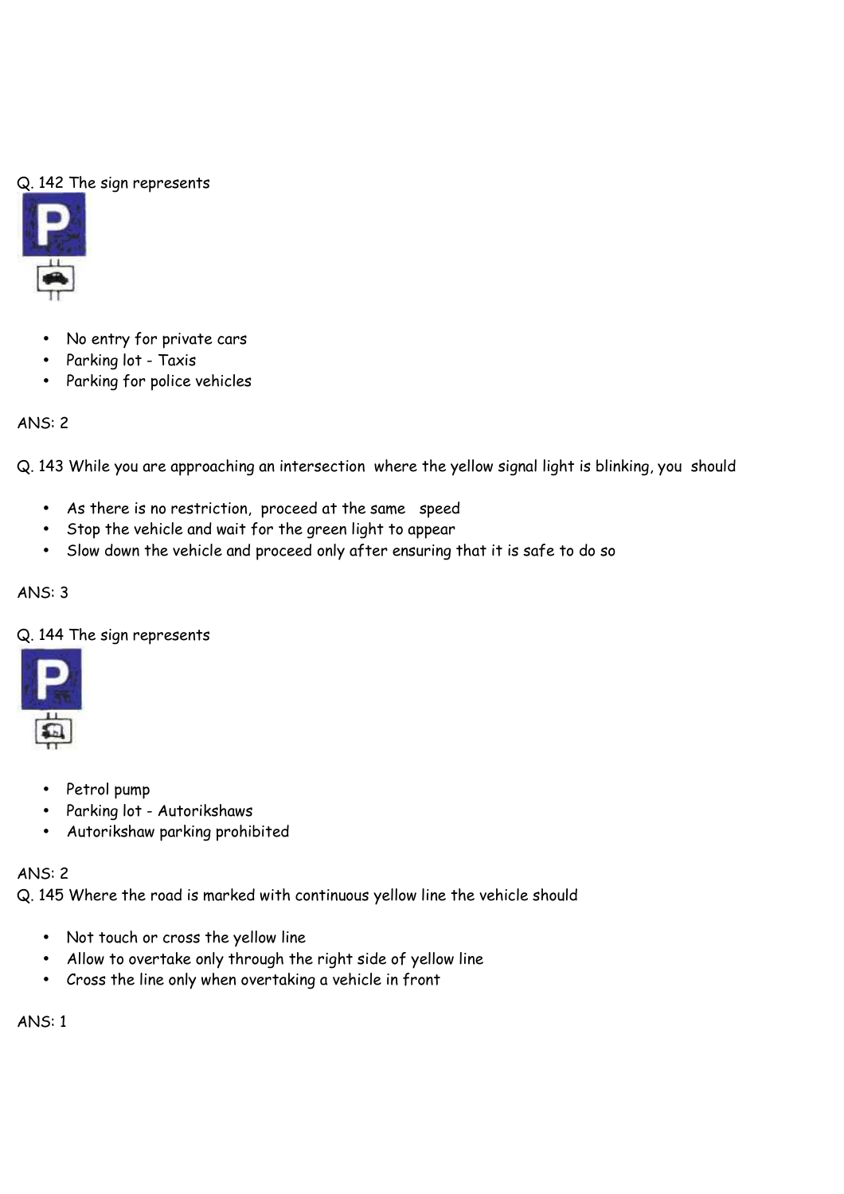Q. 142 The sign represents

- No entry for private cars
- Parking lot - Taxis
- Parking for police vehicles

ANS: 2

Q. 143 While you are approaching an intersection where the yellow signal light is blinking, you should

- As there is no restriction, proceed at the same speed
- Stop the vehicle and wait for the green light to appear
- Slow down the vehicle and proceed only after ensuring that it is safe to do so

ANS: 3

Q. 144 The sign represents

- Petrol pump
- Parking lot - Autorikshaws
- Autorikshaw parking prohibited

ANS: 2

Q. 145 Where the road is marked with continuous yellow line the vehicle should

- Not touch or cross the yellow line
- Allow to overtake only through the right side of yellow line
- Cross the line only when overtaking a vehicle in front

ANS: 1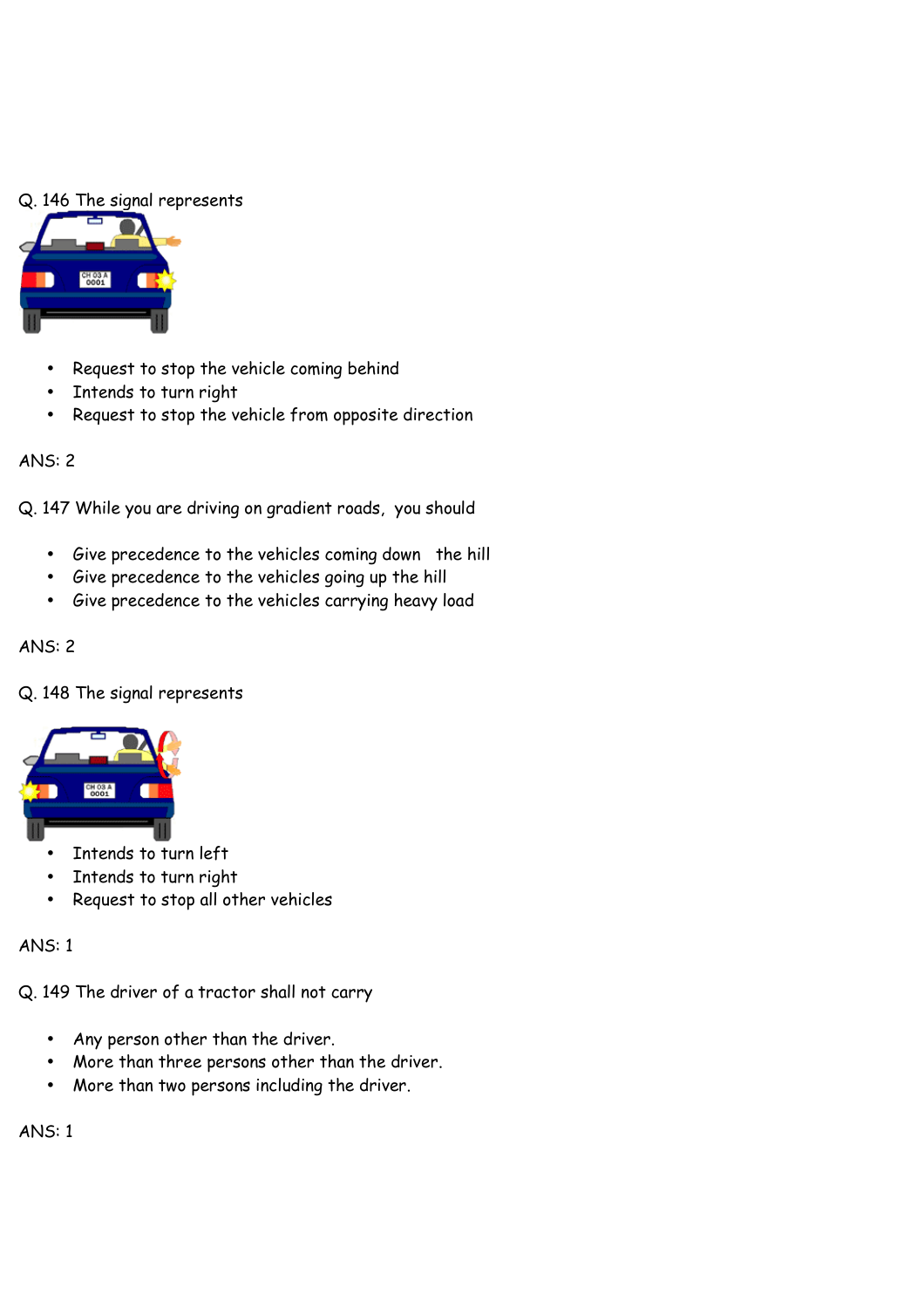Q. 146 The signal represents

- Request to stop the vehicle coming behind
- Intends to turn right
- Request to stop the vehicle from opposite direction

ANS: 2

Q. 147 While you are driving on gradient roads, you should

- Give precedence to the vehicles coming down the hill
- Give precedence to the vehicles going up the hill
- Give precedence to the vehicles carrying heavy load

ANS: 2

Q. 148 The signal represents

- Intends to turn left
- Intends to turn right
- Request to stop all other vehicles

ANS: 1

Q. 149 The driver of a tractor shall not carry

- Any person other than the driver.
- More than three persons other than the driver.
- More than two persons including the driver.

ANS: 1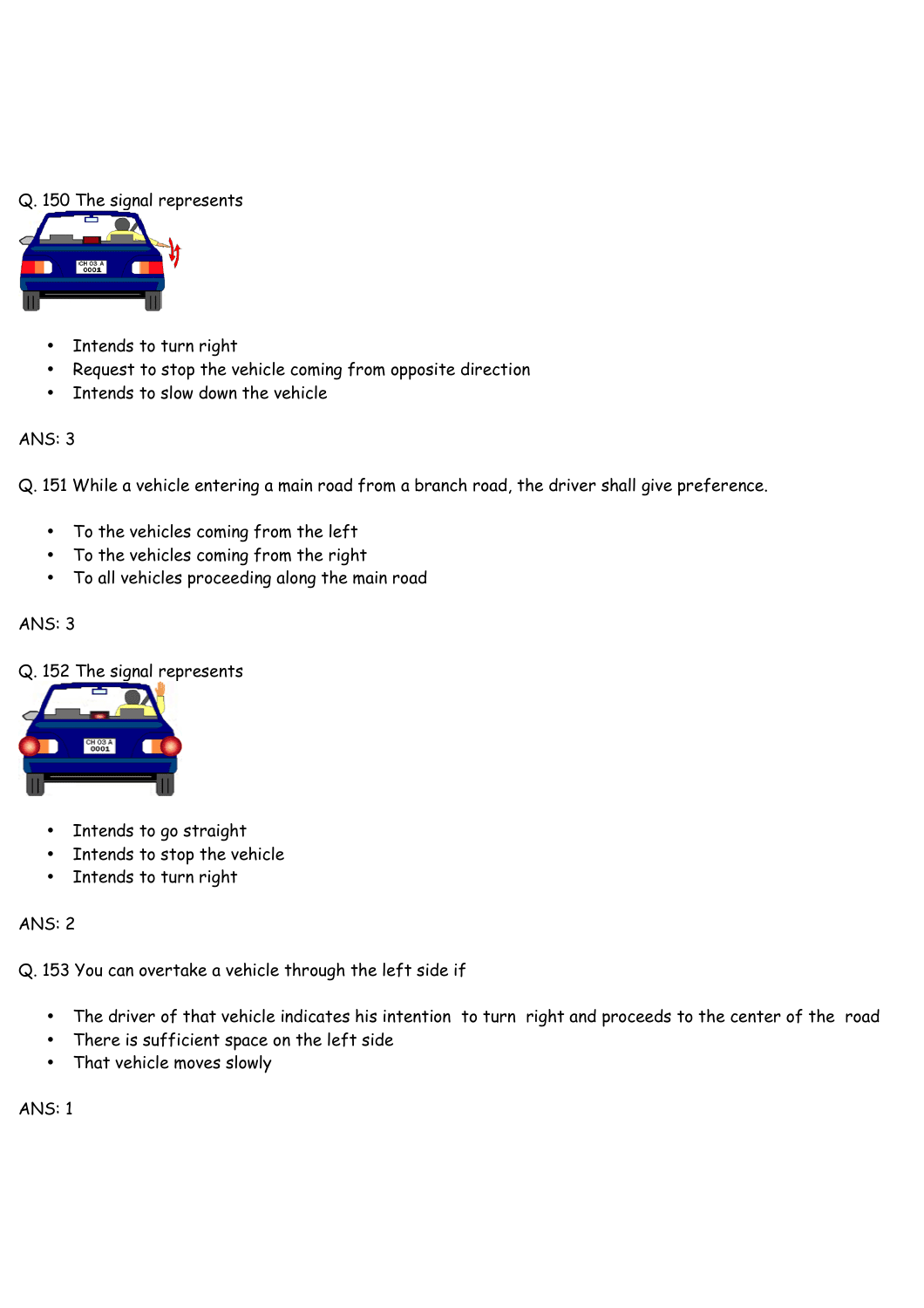Q. 150 The signal represents

- Intends to turn right
- Request to stop the vehicle coming from opposite direction
- Intends to slow down the vehicle

ANS: 3

Q. 151 While a vehicle entering a main road from a branch road, the driver shall give preference.

- To the vehicles coming from the left
- To the vehicles coming from the right
- To all vehicles proceeding along the main road

ANS: 3

Q. 152 The signal represents

- Intends to go straight
- Intends to stop the vehicle
- Intends to turn right

ANS: 2

Q. 153 You can overtake a vehicle through the left side if

- The driver of that vehicle indicates his intention to turn right and proceeds to the center of the road
- There is sufficient space on the left side
- That vehicle moves slowly

ANS: 1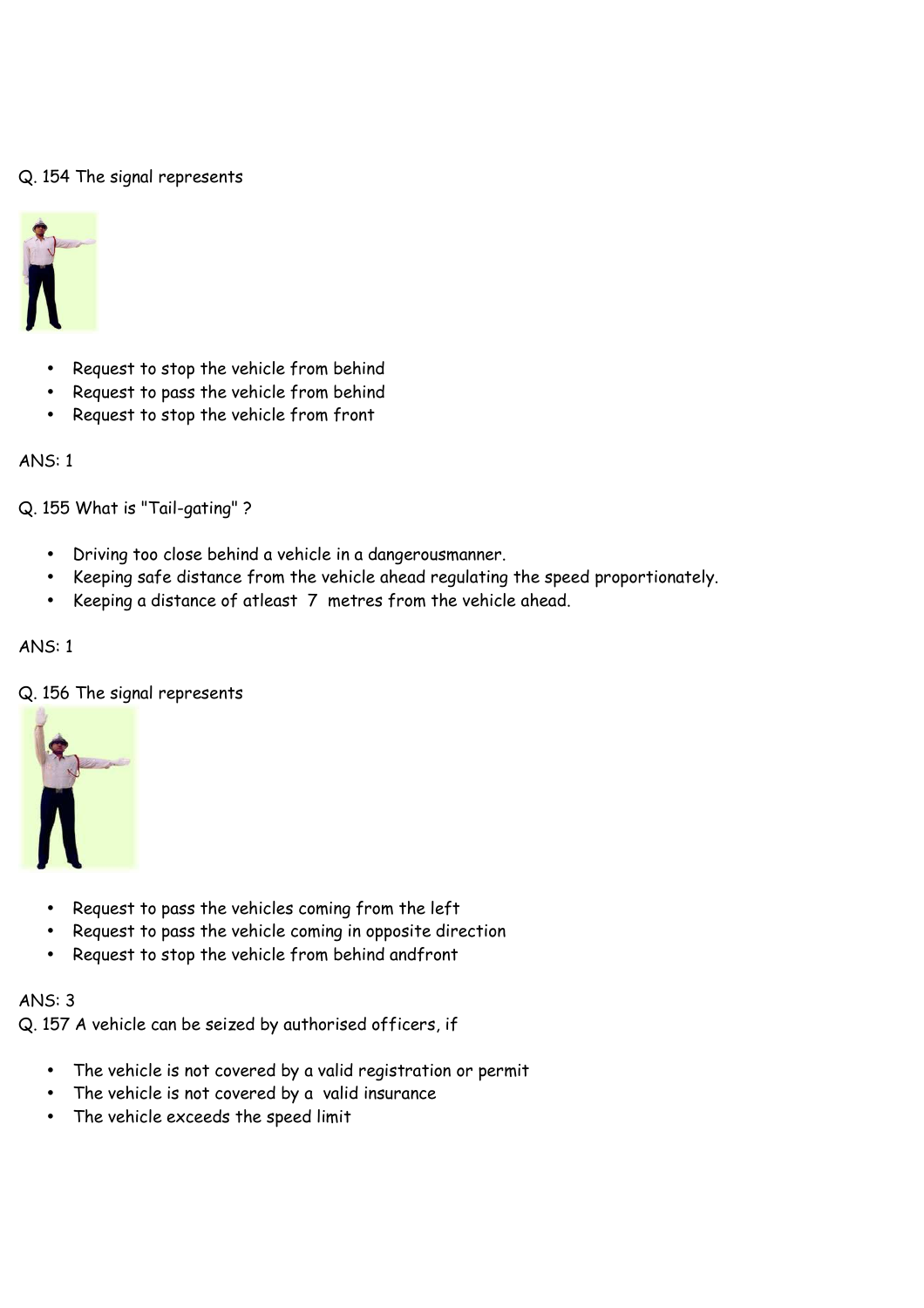Q. 154 The signal represents

- Request to stop the vehicle from behind
- Request to pass the vehicle from behind
- Request to stop the vehicle from front

ANS: 1

Q. 155 What is "Tail-gating" ?

- Driving too close behind a vehicle in a dangerousmanner.
- Keeping safe distance from the vehicle ahead regulating the speed proportionately.
- Keeping a distance of atleast 7 metres from the vehicle ahead.

ANS: 1

Q. 156 The signal represents

- Request to pass the vehicles coming from the left
- Request to pass the vehicle coming in opposite direction
- Request to stop the vehicle from behind andfront

ANS: 3

Q. 157 A vehicle can be seized by authorised officers, if

- The vehicle is not covered by a valid registration or permit
- The vehicle is not covered by a valid insurance
- The vehicle exceeds the speed limit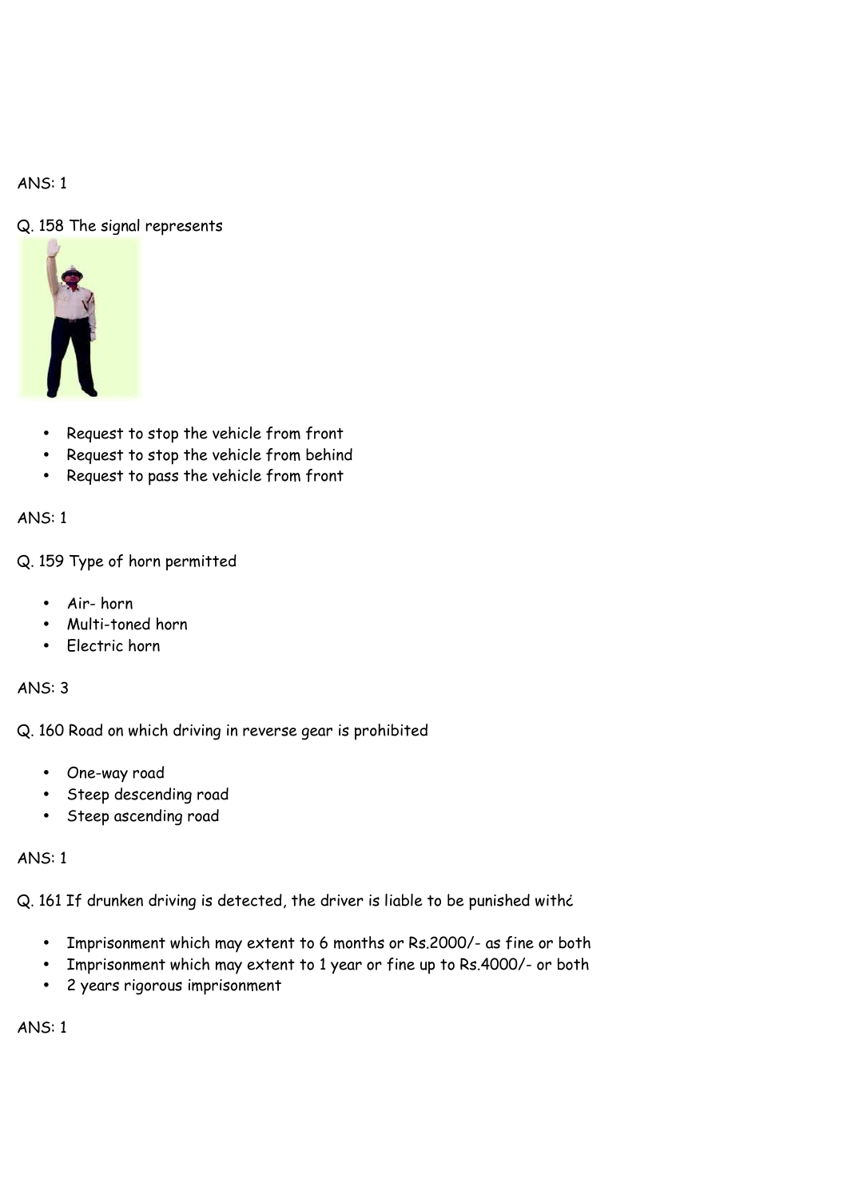ANS: 1

Q. 158 The signal represents

- Request to stop the vehicle from front
- Request to stop the vehicle from behind
- Request to pass the vehicle from front

ANS: 1

Q. 159 Type of horn permitted

- Air- horn
- Multi-toned horn
- Electric horn

ANS: 3

Q. 160 Road on which driving in reverse gear is prohibited

- One-way road
- Steep descending road
- Steep ascending road

ANS: 1

Q. 161 If drunken driving is detected, the driver is liable to be punished withċ

- Imprisonment which may extent to 6 months or Rs.2000/- as fine or both
- Imprisonment which may extent to 1 year or fine up to Rs.4000/- or both
- 2 years rigorous imprisonment

ANS: 1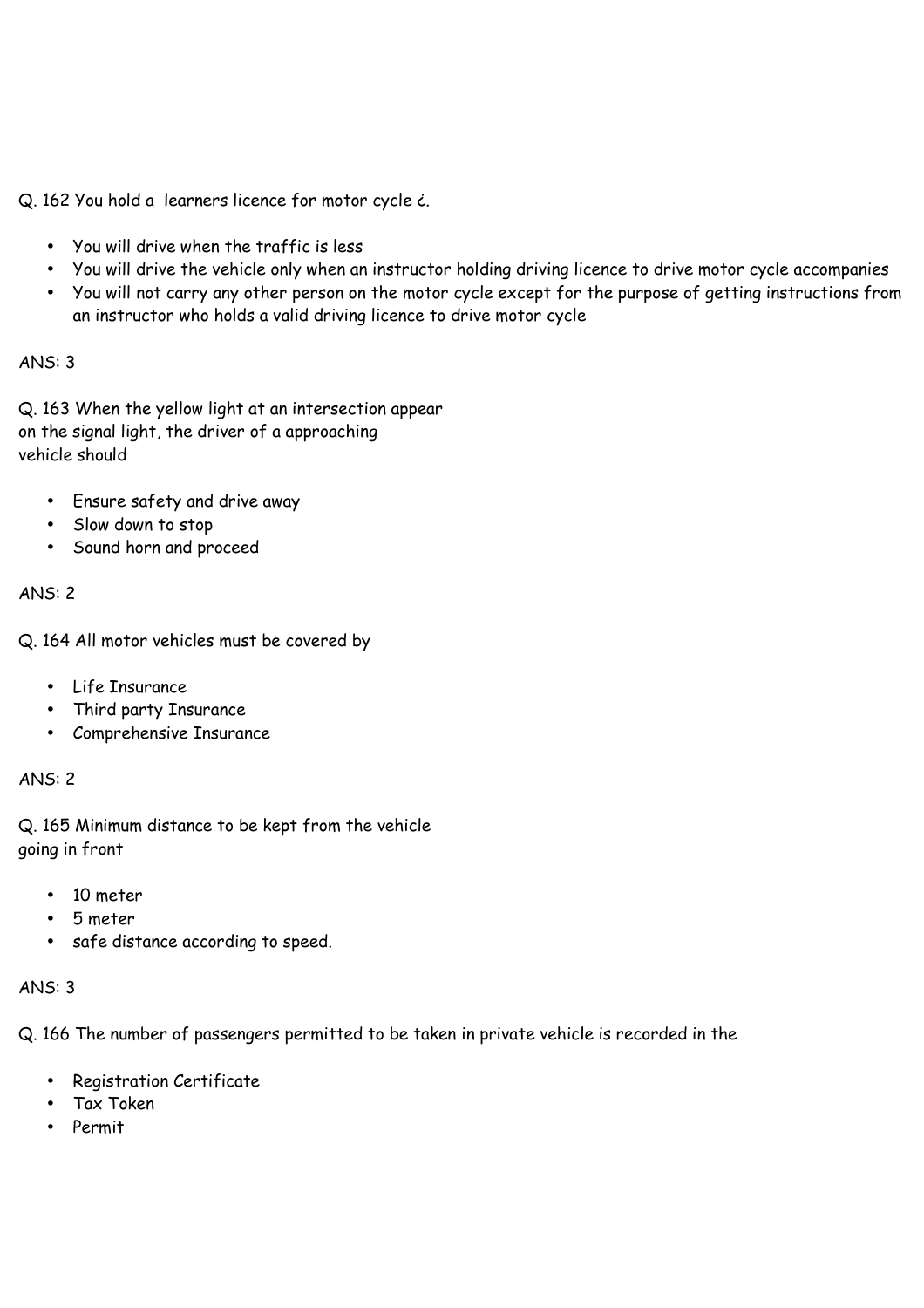Q. 162 You hold a  learners licence for motor cycle ¿.

- You will drive when the traffic is less
- You will drive the vehicle only when an instructor holding driving licence to drive motor cycle accompanies
- You will not carry any other person on the motor cycle except for the purpose of getting instructions from an instructor who holds a valid driving licence to drive motor cycle

ANS: 3

Q. 163 When the yellow light at an intersection appear on the signal light, the driver of a approaching vehicle should

- Ensure safety and drive away
- Slow down to stop
- Sound horn and proceed

ANS: 2

Q. 164 All motor vehicles must be covered by

- Life Insurance
- Third party Insurance
- Comprehensive Insurance

ANS: 2

Q. 165 Minimum distance to be kept from the vehicle going in front

- 10 meter
- 5 meter
- safe distance according to speed.

ANS: 3

Q. 166 The number of passengers permitted to be taken in private vehicle is recorded in the

- Registration Certificate
- Tax Token
- Permit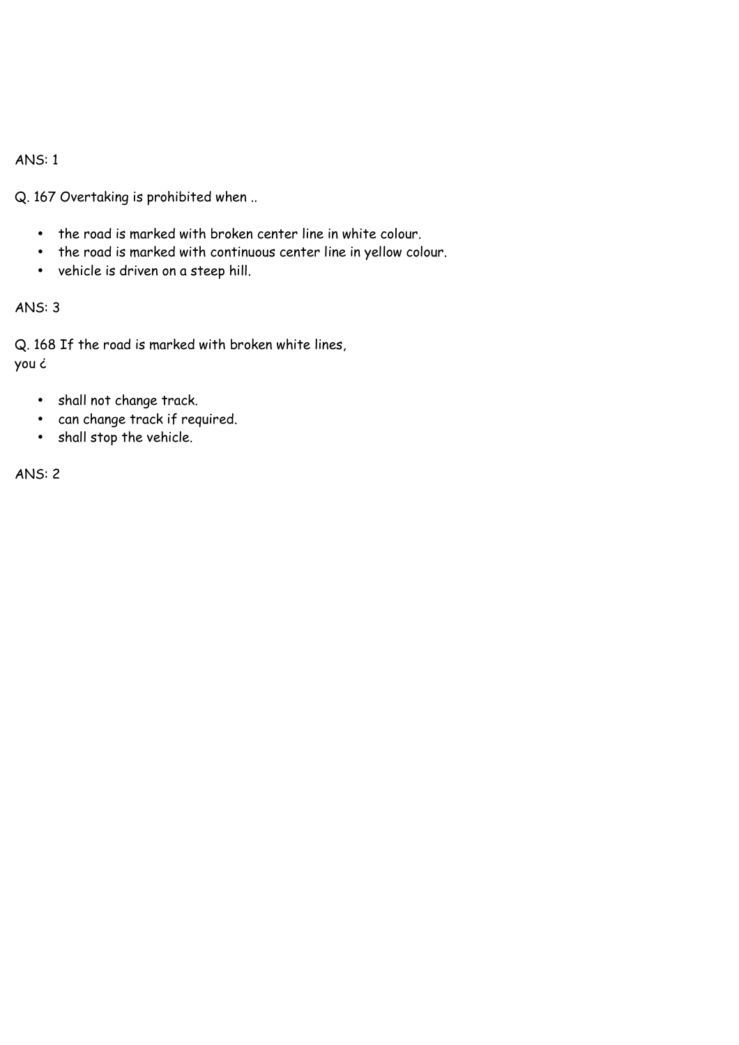ANS: 1

Q. 167 Overtaking is prohibited when ..

- the road is marked with broken center line in white colour.
- the road is marked with continuous center line in yellow colour.
- vehicle is driven on a steep hill.

ANS: 3

Q. 168 If the road is marked with broken white lines,
you ¿

- shall not change track.
- can change track if required.
- shall stop the vehicle.

ANS: 2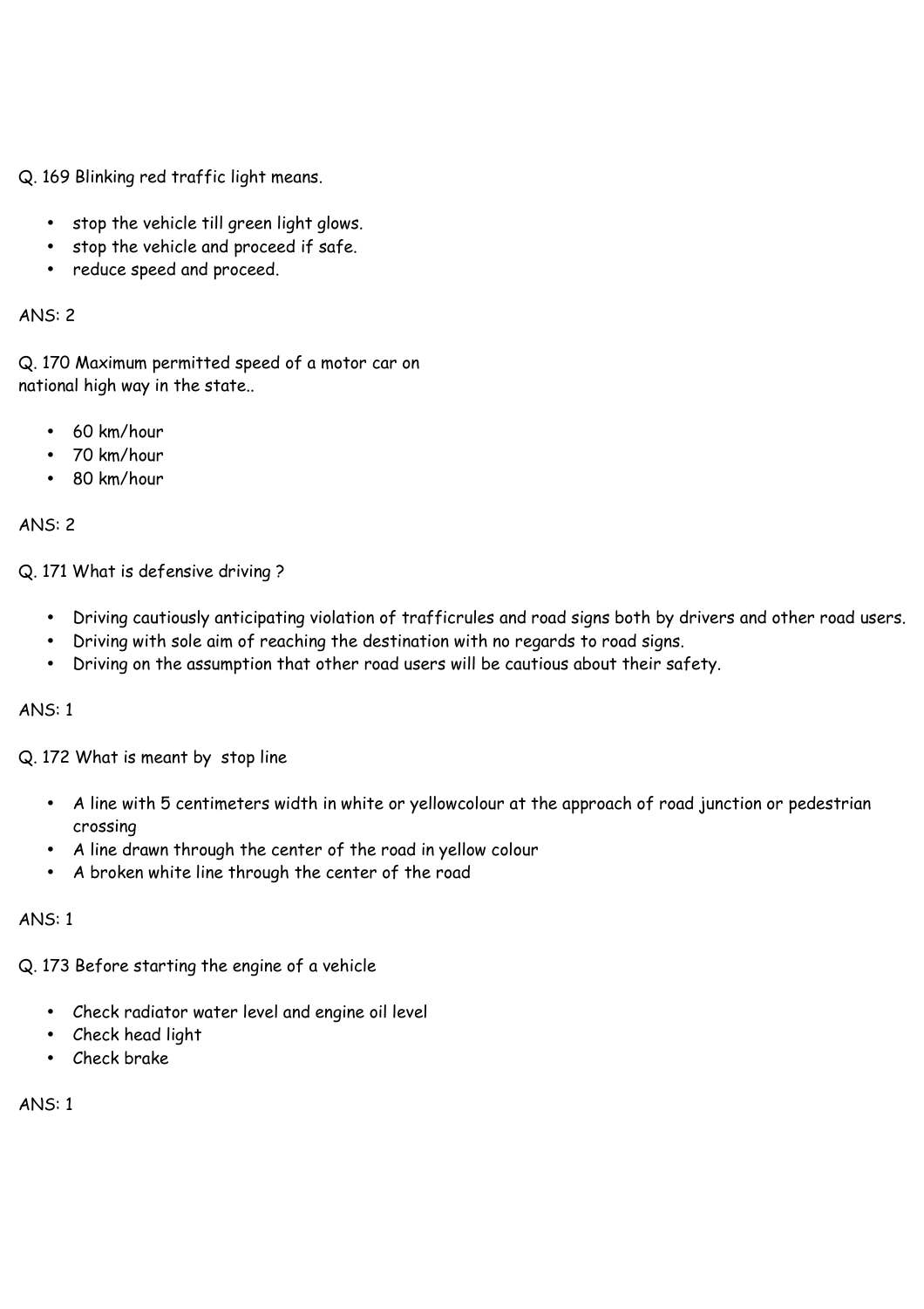Q. 169 Blinking red traffic light means.

- stop the vehicle till green light glows.
- stop the vehicle and proceed if safe.
- reduce speed and proceed.

ANS: 2

Q. 170 Maximum permitted speed of a motor car on
national high way in the state..

- 60 km/hour
- 70 km/hour
- 80 km/hour

ANS: 2

Q. 171 What is defensive driving ?

- Driving cautiously anticipating violation of trafficrules and road signs both by drivers and other road users.
- Driving with sole aim of reaching the destination with no regards to road signs.
- Driving on the assumption that other road users will be cautious about their safety.

ANS: 1

Q. 172 What is meant by  stop line

- A line with 5 centimeters width in white or yellowcolour at the approach of road junction or pedestrian crossing
- A line drawn through the center of the road in yellow colour
- A broken white line through the center of the road

ANS: 1

Q. 173 Before starting the engine of a vehicle

- Check radiator water level and engine oil level
- Check head light
- Check brake

ANS: 1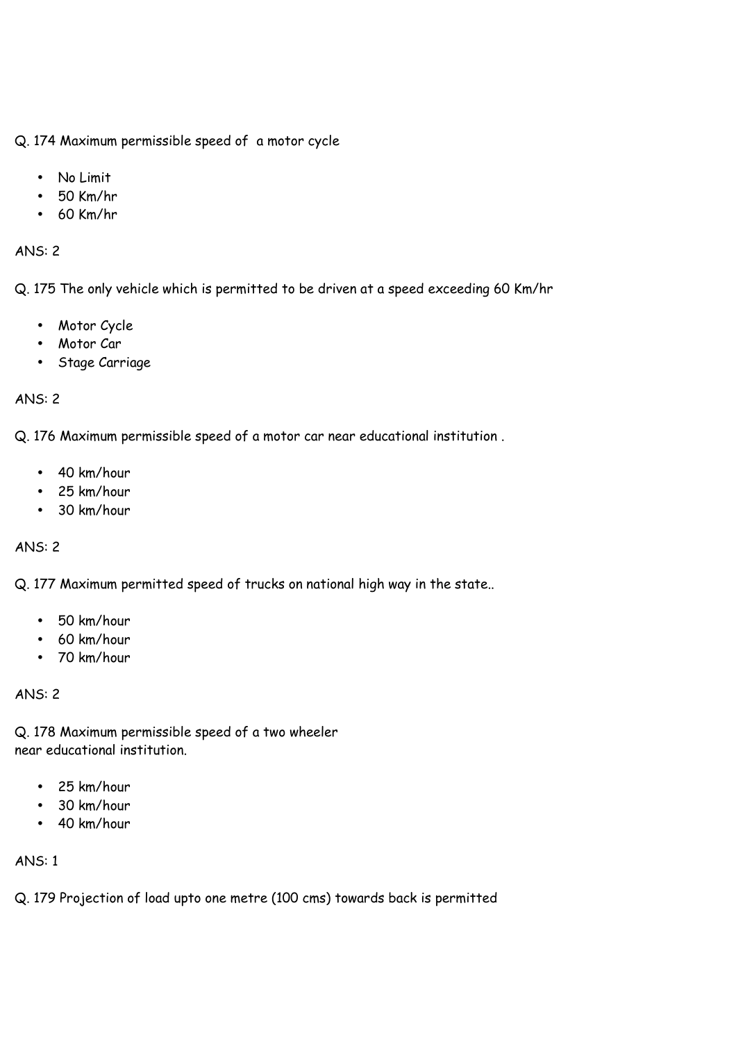Q. 174 Maximum permissible speed of  a motor cycle

- No Limit
- 50 Km/hr
- 60 Km/hr

ANS: 2

Q. 175 The only vehicle which is permitted to be driven at a speed exceeding 60 Km/hr

- Motor Cycle
- Motor Car
- Stage Carriage

ANS: 2

Q. 176 Maximum permissible speed of a motor car near educational institution .

- 40 km/hour
- 25 km/hour
- 30 km/hour

ANS: 2

Q. 177 Maximum permitted speed of trucks on national high way in the state..

- 50 km/hour
- 60 km/hour
- 70 km/hour

ANS: 2

Q. 178 Maximum permissible speed of a two wheeler
near educational institution.

- 25 km/hour
- 30 km/hour
- 40 km/hour

ANS: 1

Q. 179 Projection of load upto one metre (100 cms) towards back is permitted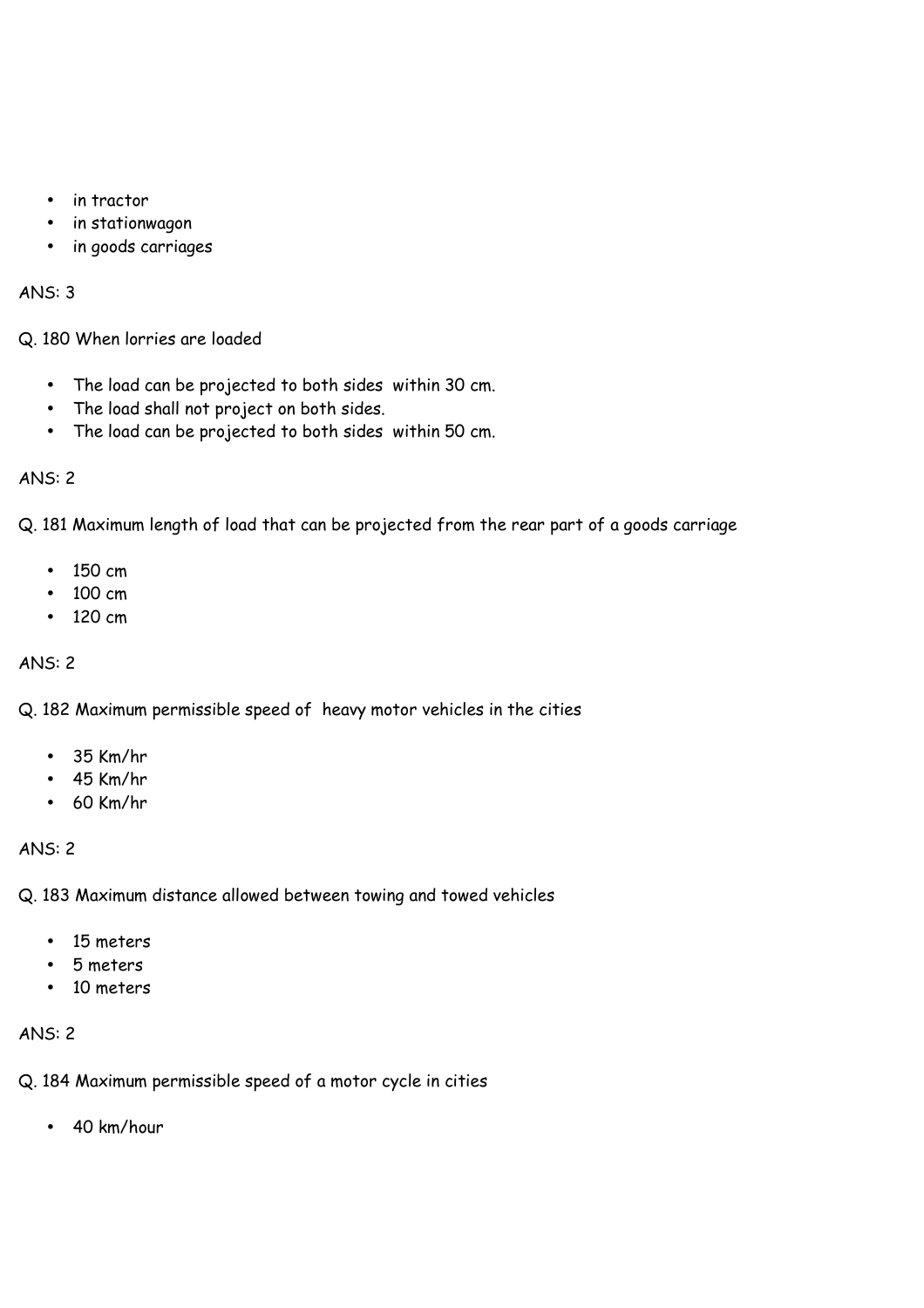- in tractor
- in stationwagon
- in goods carriages

ANS: 3

Q. 180 When lorries are loaded

- The load can be projected to both sides within 30 cm.
- The load shall not project on both sides.
- The load can be projected to both sides within 50 cm.

ANS: 2

Q. 181 Maximum length of load that can be projected from the rear part of a goods carriage

- 150 cm
- 100 cm
- 120 cm

ANS: 2

Q. 182 Maximum permissible speed of heavy motor vehicles in the cities

- 35 Km/hr
- 45 Km/hr
- 60 Km/hr

ANS: 2

Q. 183 Maximum distance allowed between towing and towed vehicles

- 15 meters
- 5 meters
- 10 meters

ANS: 2

Q. 184 Maximum permissible speed of a motor cycle in cities

- 40 km/hour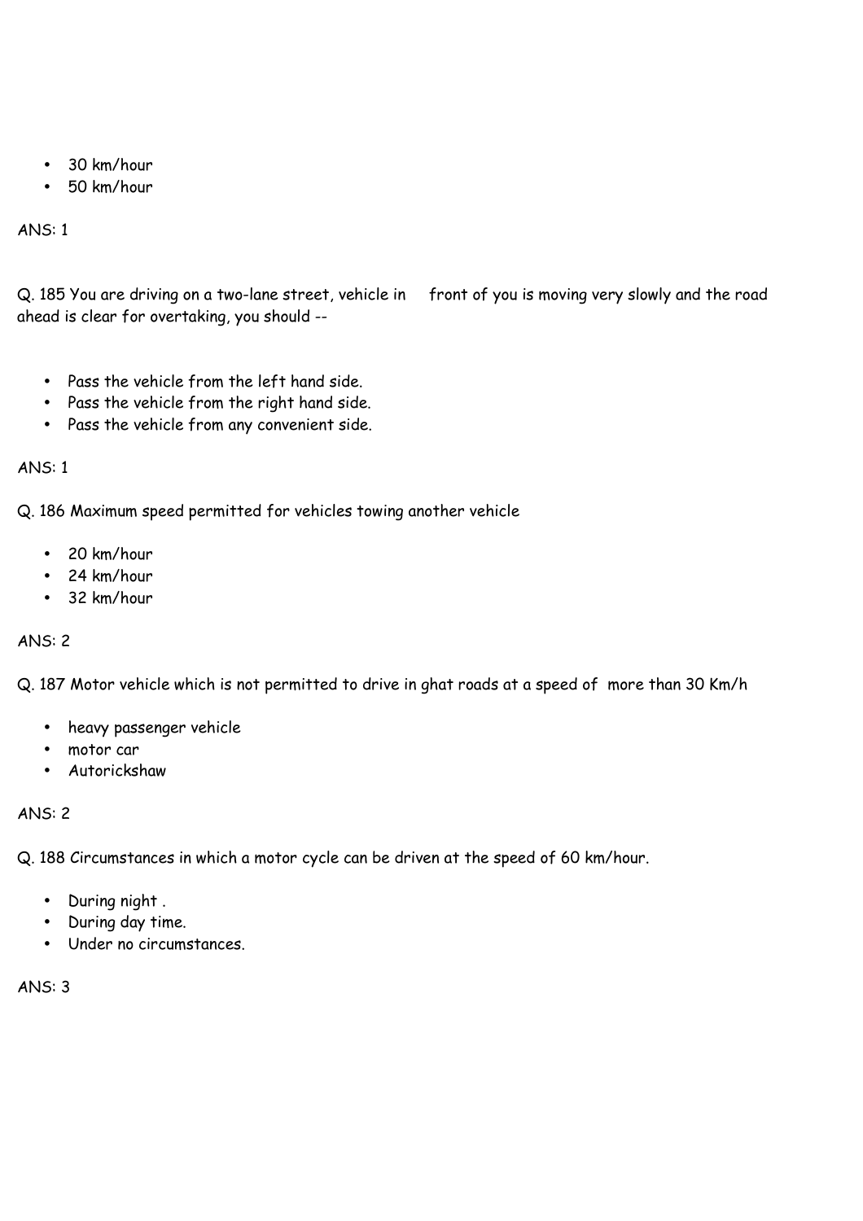- 30 km/hour
- 50 km/hour

ANS: 1

Q. 185 You are driving on a two-lane street, vehicle in front of you is moving very slowly and the road ahead is clear for overtaking, you should --

- Pass the vehicle from the left hand side.
- Pass the vehicle from the right hand side.
- Pass the vehicle from any convenient side.

ANS: 1

Q. 186 Maximum speed permitted for vehicles towing another vehicle

- 20 km/hour
- 24 km/hour
- 32 km/hour

ANS: 2

Q. 187 Motor vehicle which is not permitted to drive in ghat roads at a speed of more than 30 Km/h

- heavy passenger vehicle
- motor car
- Autorickshaw

ANS: 2

Q. 188 Circumstances in which a motor cycle can be driven at the speed of 60 km/hour.

- During night .
- During day time.
- Under no circumstances.

ANS: 3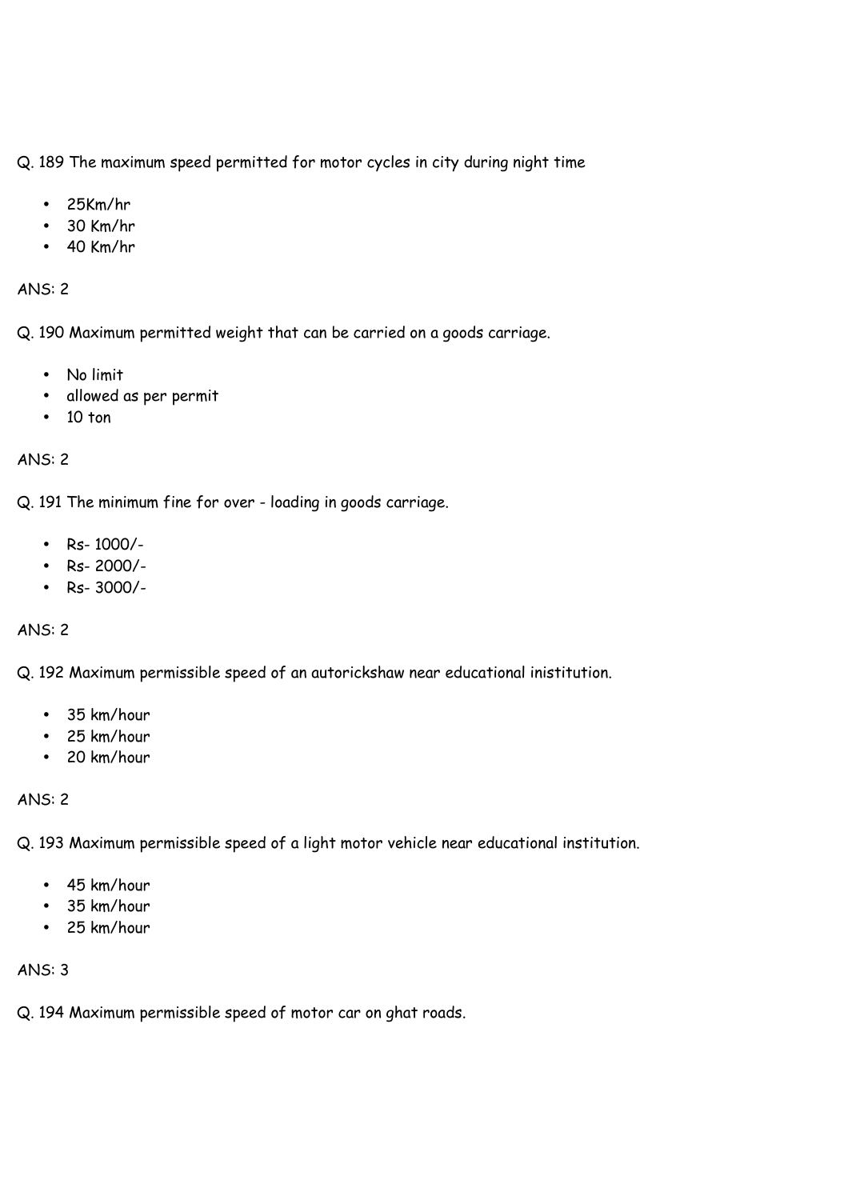Q. 189 The maximum speed permitted for motor cycles in city during night time

- 25Km/hr
- 30 Km/hr
- 40 Km/hr

ANS: 2

Q. 190 Maximum permitted weight that can be carried on a goods carriage.

- No limit
- allowed as per permit
- 10 ton

ANS: 2

Q. 191 The minimum fine for over - loading in goods carriage.

- Rs- 1000/-
- Rs- 2000/-
- Rs- 3000/-

ANS: 2

Q. 192 Maximum permissible speed of an autorickshaw near educational inistitution.

- 35 km/hour
- 25 km/hour
- 20 km/hour

ANS: 2

Q. 193 Maximum permissible speed of a light motor vehicle near educational institution.

- 45 km/hour
- 35 km/hour
- 25 km/hour

ANS: 3

Q. 194 Maximum permissible speed of motor car on ghat roads.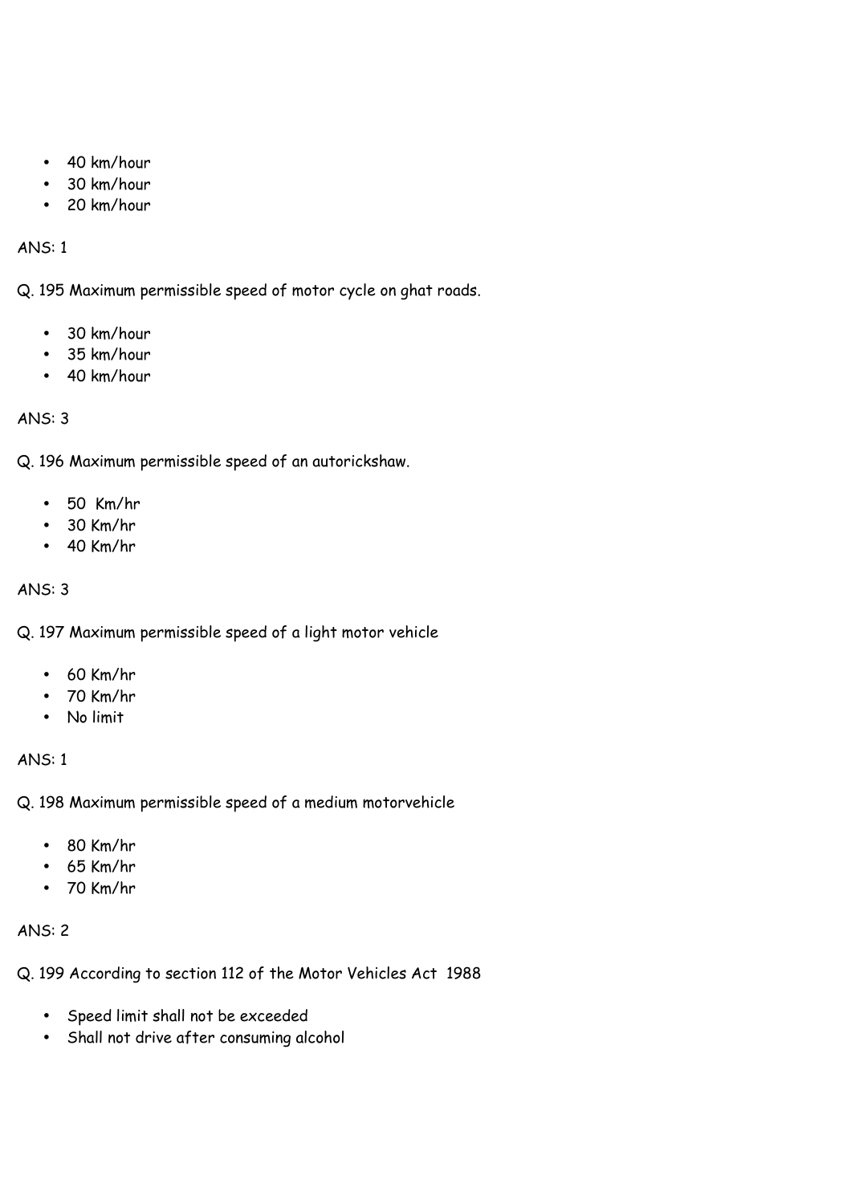- 40 km/hour
- 30 km/hour
- 20 km/hour

ANS: 1

Q. 195 Maximum permissible speed of motor cycle on ghat roads.

- 30 km/hour
- 35 km/hour
- 40 km/hour

ANS: 3

Q. 196 Maximum permissible speed of an autorickshaw.

- 50 Km/hr
- 30 Km/hr
- 40 Km/hr

ANS: 3

Q. 197 Maximum permissible speed of a light motor vehicle

- 60 Km/hr
- 70 Km/hr
- No limit

ANS: 1

Q. 198 Maximum permissible speed of a medium motorvehicle

- 80 Km/hr
- 65 Km/hr
- 70 Km/hr

ANS: 2

Q. 199 According to section 112 of the Motor Vehicles Act 1988

- Speed limit shall not be exceeded
- Shall not drive after consuming alcohol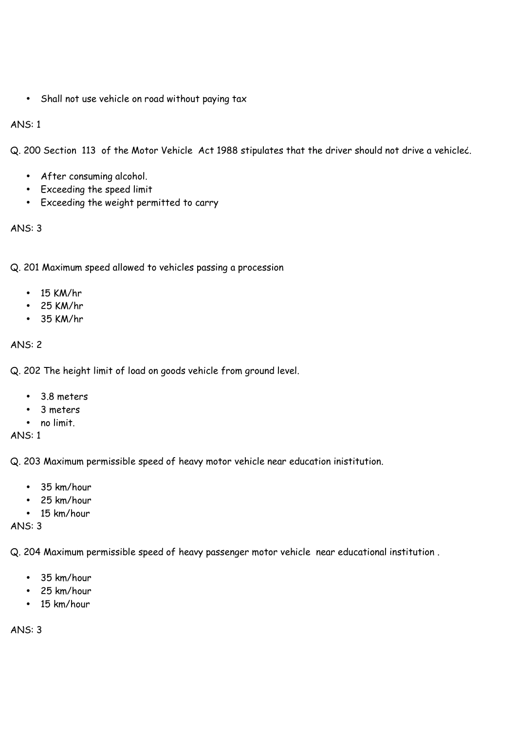- Shall not use vehicle on road without paying tax

ANS: 1

Q. 200 Section 113 of the Motor Vehicle Act 1988 stipulates that the driver should not drive a vehicleč.

- After consuming alcohol.
- Exceeding the speed limit
- Exceeding the weight permitted to carry

ANS: 3

Q. 201 Maximum speed allowed to vehicles passing a procession

- 15 KM/hr
- 25 KM/hr
- 35 KM/hr

ANS: 2

Q. 202 The height limit of load on goods vehicle from ground level.

- 3.8 meters
- 3 meters
- no limit.

ANS: 1

Q. 203 Maximum permissible speed of heavy motor vehicle near education inistitution.

- 35 km/hour
- 25 km/hour
- 15 km/hour

ANS: 3

Q. 204 Maximum permissible speed of heavy passenger motor vehicle near educational institution .

- 35 km/hour
- 25 km/hour
- 15 km/hour

ANS: 3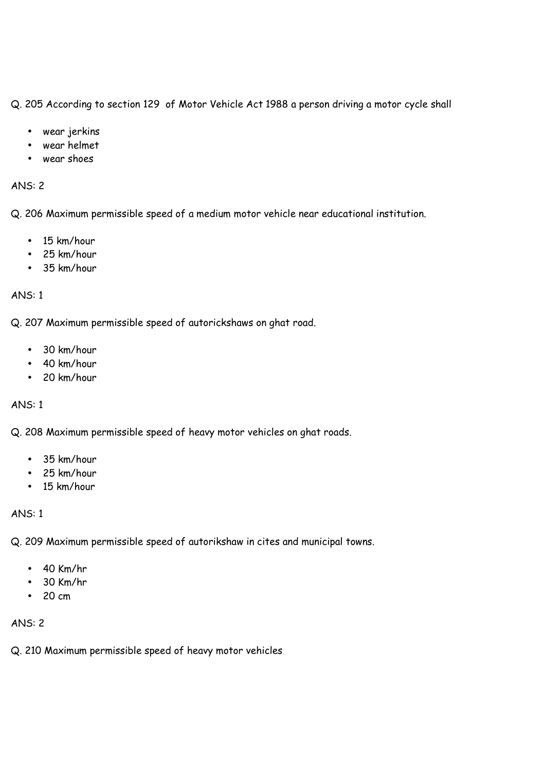Q. 205 According to section 129 of Motor Vehicle Act 1988 a person driving a motor cycle shall

- wear jerkins
- wear helmet
- wear shoes

ANS: 2

Q. 206 Maximum permissible speed of a medium motor vehicle near educational institution.

- 15 km/hour
- 25 km/hour
- 35 km/hour

ANS: 1

Q. 207 Maximum permissible speed of autorickshaws on ghat road.

- 30 km/hour
- 40 km/hour
- 20 km/hour

ANS: 1

Q. 208 Maximum permissible speed of heavy motor vehicles on ghat roads.

- 35 km/hour
- 25 km/hour
- 15 km/hour

ANS: 1

Q. 209 Maximum permissible speed of autorikshaw in cites and municipal towns.

- 40 Km/hr
- 30 Km/hr
- 20 cm

ANS: 2

Q. 210 Maximum permissible speed of heavy motor vehicles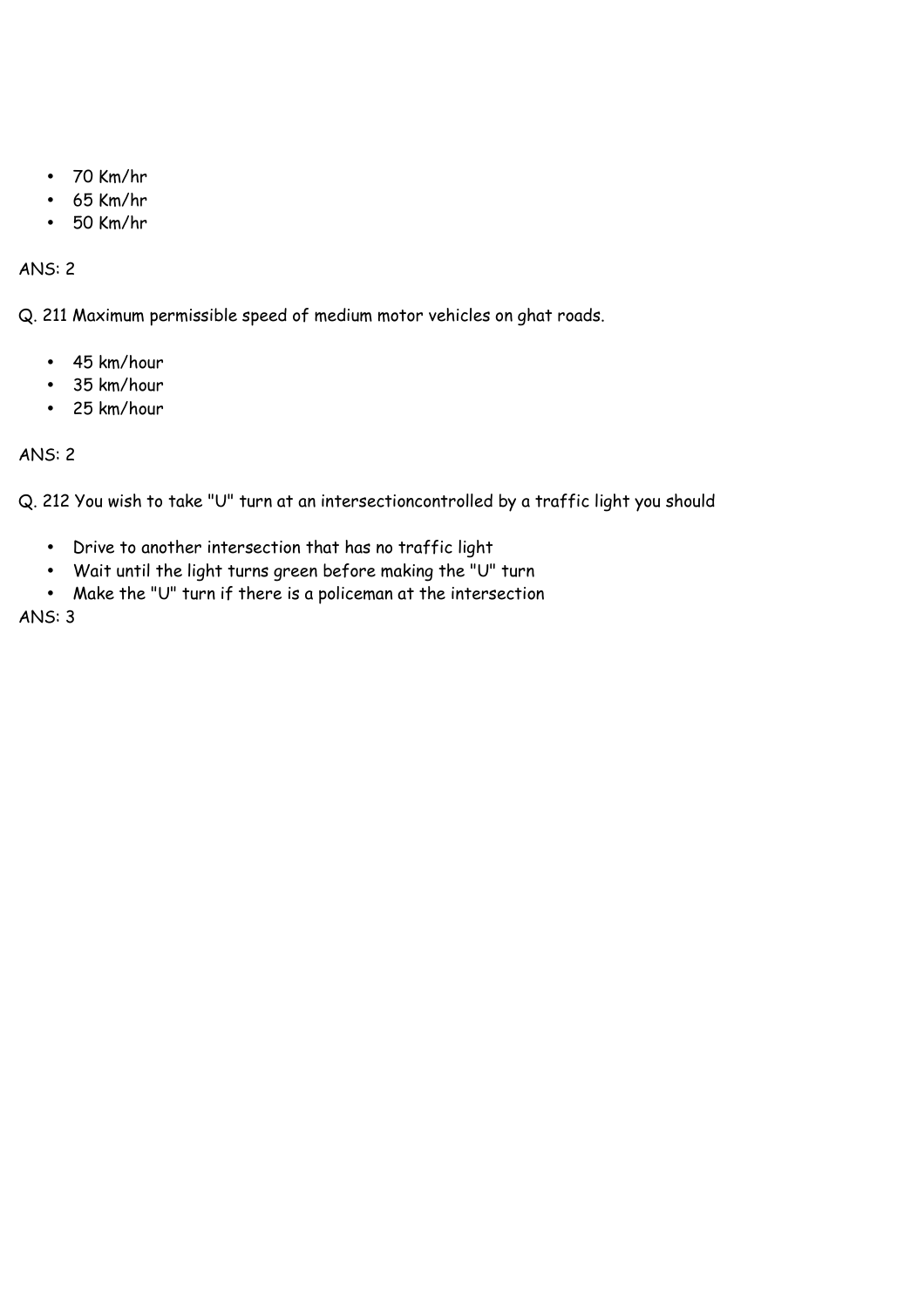- 70 Km/hr
- 65 Km/hr
- 50 Km/hr

ANS: 2

Q. 211 Maximum permissible speed of medium motor vehicles on ghat roads.

- 45 km/hour
- 35 km/hour
- 25 km/hour

ANS: 2

Q. 212 You wish to take "U" turn at an intersectioncontrolled by a traffic light you should

- Drive to another intersection that has no traffic light
- Wait until the light turns green before making the "U" turn
- Make the "U" turn if there is a policeman at the intersection

ANS: 3